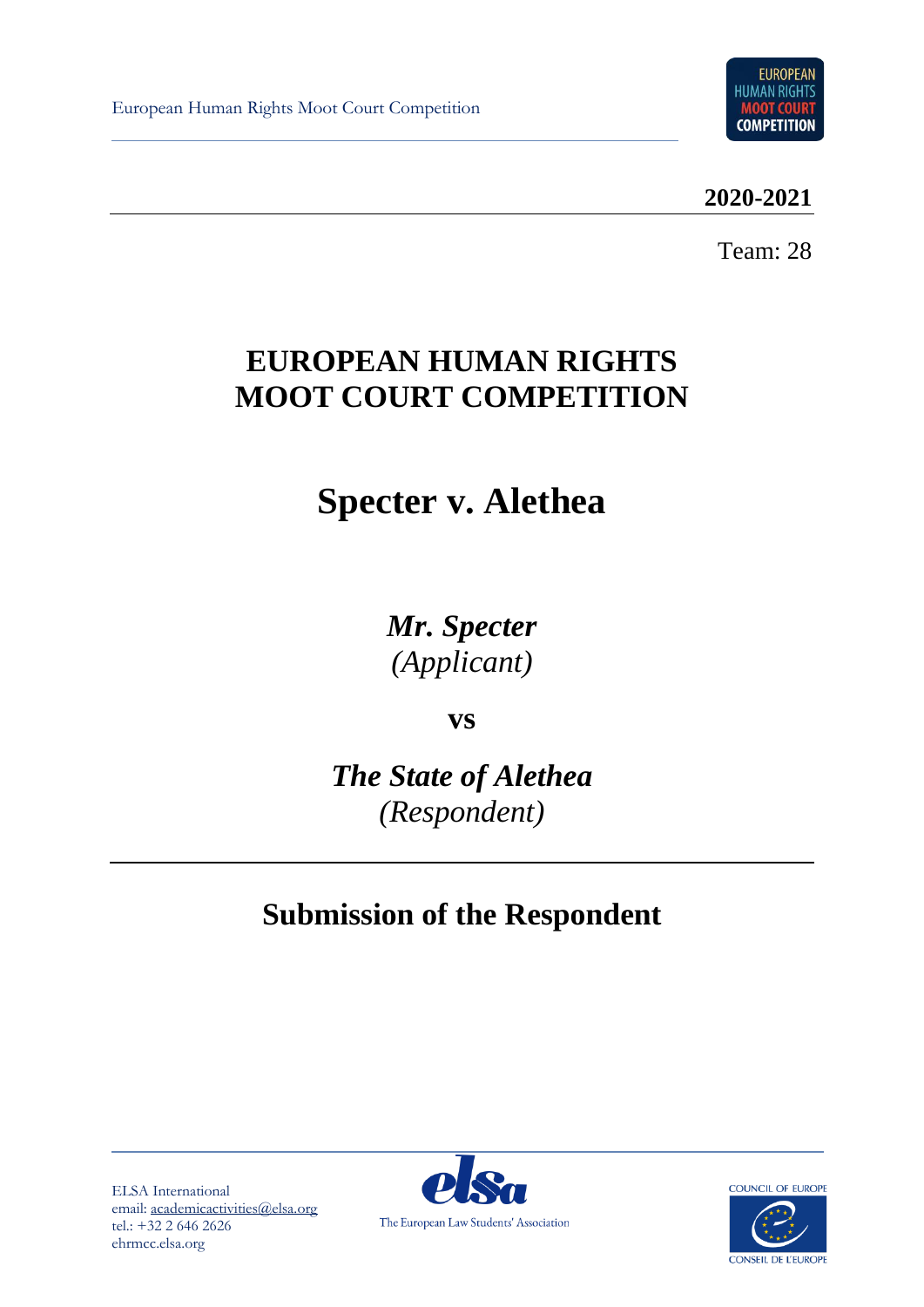European Human Rights Moot Court Competition

**2020-2021**

Team: 28

# EUROPEAN HUMAN RIGHTS MOOT COURT COMPETITION

# Specter v. Alethea

***Mr. Specter***
*(Applicant)*

**vs**

***The State of Alethea***
*(Respondent)*

## Submission of the Respondent

ELSA International
email: academicactivities@elsa.org
tel.: +32 2 646 2626
ehrmcc.elsa.org

The European Law Students' Association

COUNCIL OF EUROPE
CONSEIL DE L'EUROPE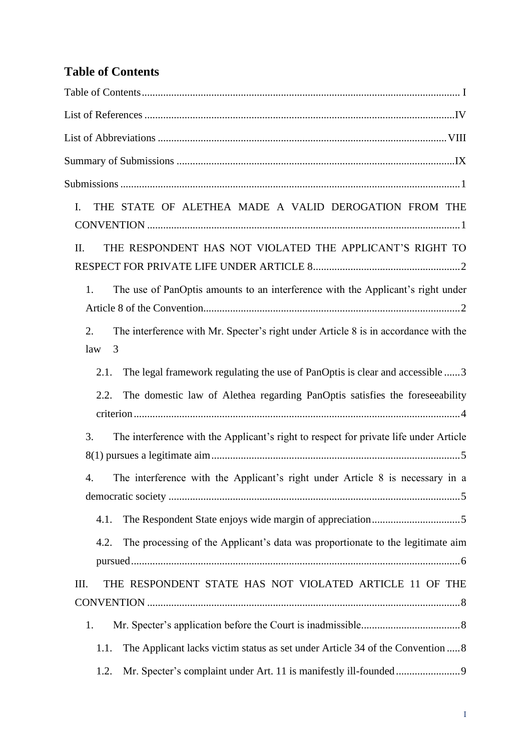# Table of Contents

Table of Contents ..................................................................................................................... I

List of References ...................................................................................................................IV

List of Abbreviations ............................................................................................................VIII

Summary of Submissions .......................................................................................................IX

Submissions .............................................................................................................................1

I. THE STATE OF ALETHEA MADE A VALID DEROGATION FROM THE CONVENTION ....................................................................................................................1

II. THE RESPONDENT HAS NOT VIOLATED THE APPLICANT'S RIGHT TO RESPECT FOR PRIVATE LIFE UNDER ARTICLE 8.......................................................2

1. The use of PanOptis amounts to an interference with the Applicant's right under Article 8 of the Convention...............................................................................................2

2. The interference with Mr. Specter's right under Article 8 is in accordance with the law 3

2.1. The legal framework regulating the use of PanOptis is clear and accessible ......3

2.2. The domestic law of Alethea regarding PanOptis satisfies the foreseeability criterion ........................................................................................................................4

3. The interference with the Applicant's right to respect for private life under Article 8(1) pursues a legitimate aim............................................................................................5

4. The interference with the Applicant's right under Article 8 is necessary in a democratic society ............................................................................................................5

4.1. The Respondent State enjoys wide margin of appreciation.................................5

4.2. The processing of the Applicant's data was proportionate to the legitimate aim pursued .........................................................................................................................6

III. THE RESPONDENT STATE HAS NOT VIOLATED ARTICLE 11 OF THE CONVENTION ....................................................................................................................8

1. Mr. Specter's application before the Court is inadmissible.....................................8

1.1. The Applicant lacks victim status as set under Article 34 of the Convention .....8

1.2. Mr. Specter's complaint under Art. 11 is manifestly ill-founded........................9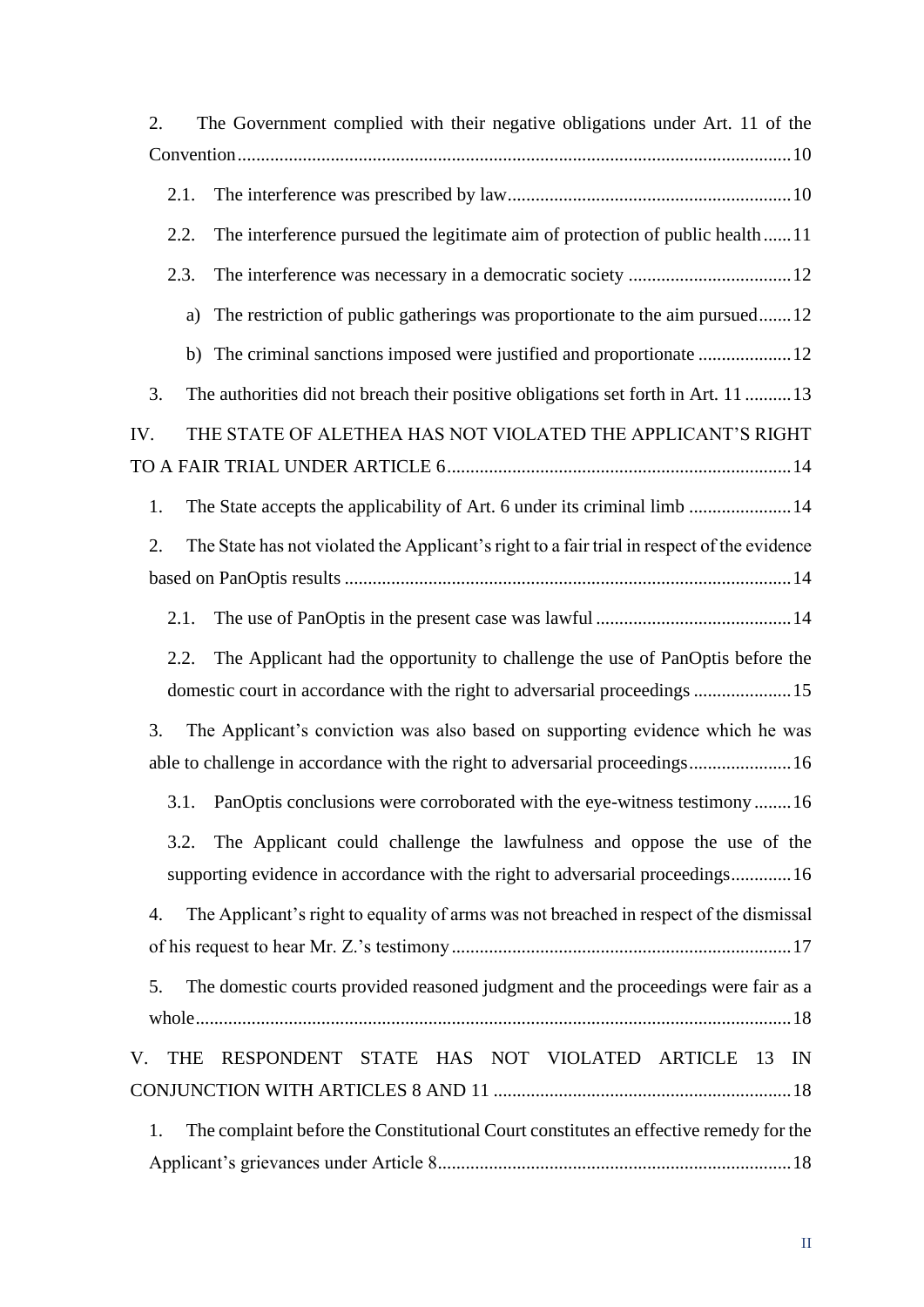2. The Government complied with their negative obligations under Art. 11 of the Convention ........ 10

2.1. The interference was prescribed by law ........ 10

2.2. The interference pursued the legitimate aim of protection of public health ........ 11

2.3. The interference was necessary in a democratic society ........ 12

a) The restriction of public gatherings was proportionate to the aim pursued ........ 12

b) The criminal sanctions imposed were justified and proportionate ........ 12

3. The authorities did not breach their positive obligations set forth in Art. 11 ........ 13

IV. THE STATE OF ALETHEA HAS NOT VIOLATED THE APPLICANT'S RIGHT TO A FAIR TRIAL UNDER ARTICLE 6 ........ 14

1. The State accepts the applicability of Art. 6 under its criminal limb ........ 14

2. The State has not violated the Applicant's right to a fair trial in respect of the evidence based on PanOptis results ........ 14

2.1. The use of PanOptis in the present case was lawful ........ 14

2.2. The Applicant had the opportunity to challenge the use of PanOptis before the domestic court in accordance with the right to adversarial proceedings ........ 15

3. The Applicant's conviction was also based on supporting evidence which he was able to challenge in accordance with the right to adversarial proceedings ........ 16

3.1. PanOptis conclusions were corroborated with the eye-witness testimony ........ 16

3.2. The Applicant could challenge the lawfulness and oppose the use of the supporting evidence in accordance with the right to adversarial proceedings ........ 16

4. The Applicant's right to equality of arms was not breached in respect of the dismissal of his request to hear Mr. Z.'s testimony ........ 17

5. The domestic courts provided reasoned judgment and the proceedings were fair as a whole ........ 18

V. THE RESPONDENT STATE HAS NOT VIOLATED ARTICLE 13 IN CONJUNCTION WITH ARTICLES 8 AND 11 ........ 18

1. The complaint before the Constitutional Court constitutes an effective remedy for the Applicant's grievances under Article 8 ........ 18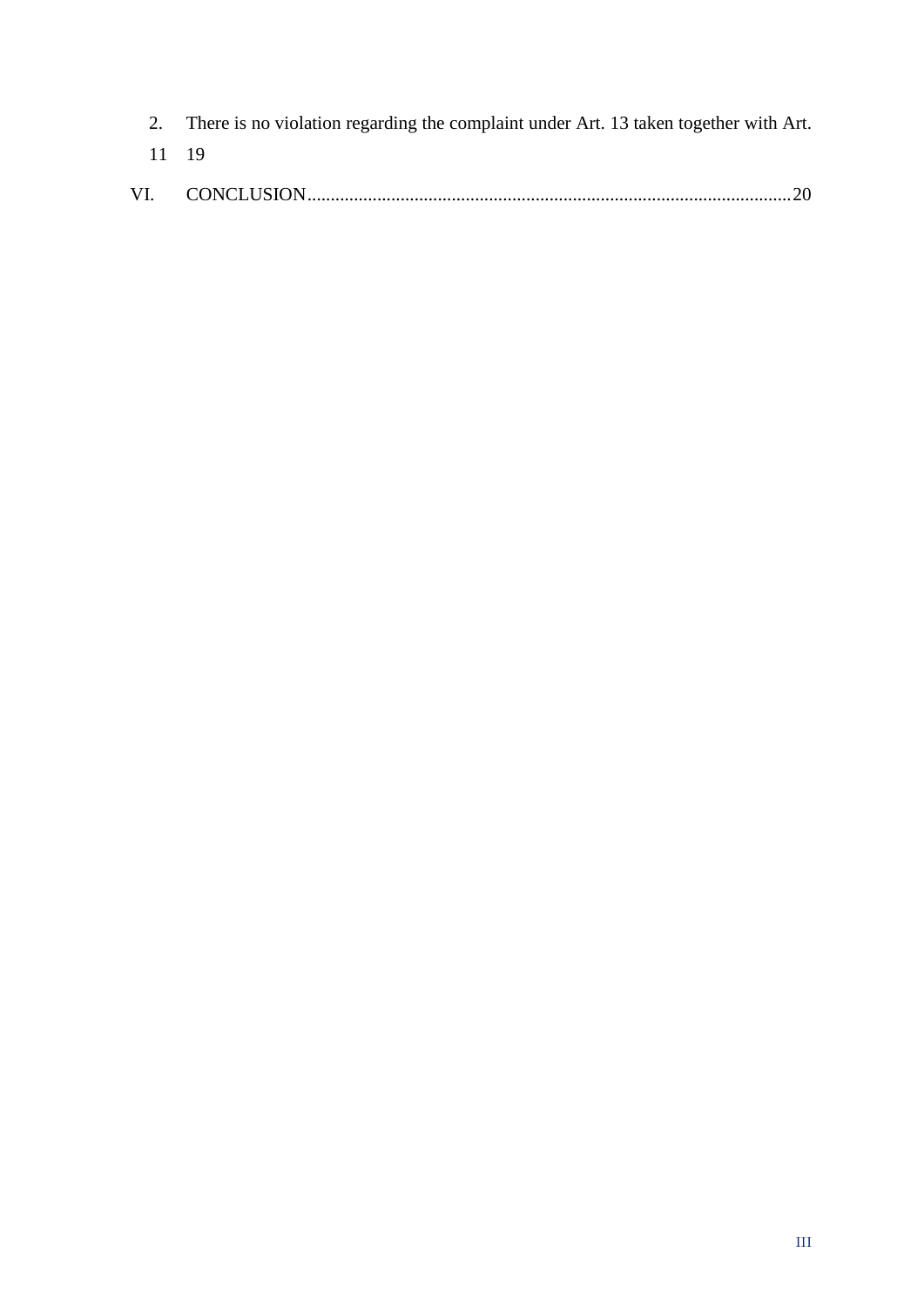2. There is no violation regarding the complaint under Art. 13 taken together with Art. 11 19

VI. CONCLUSION........................................................................................................20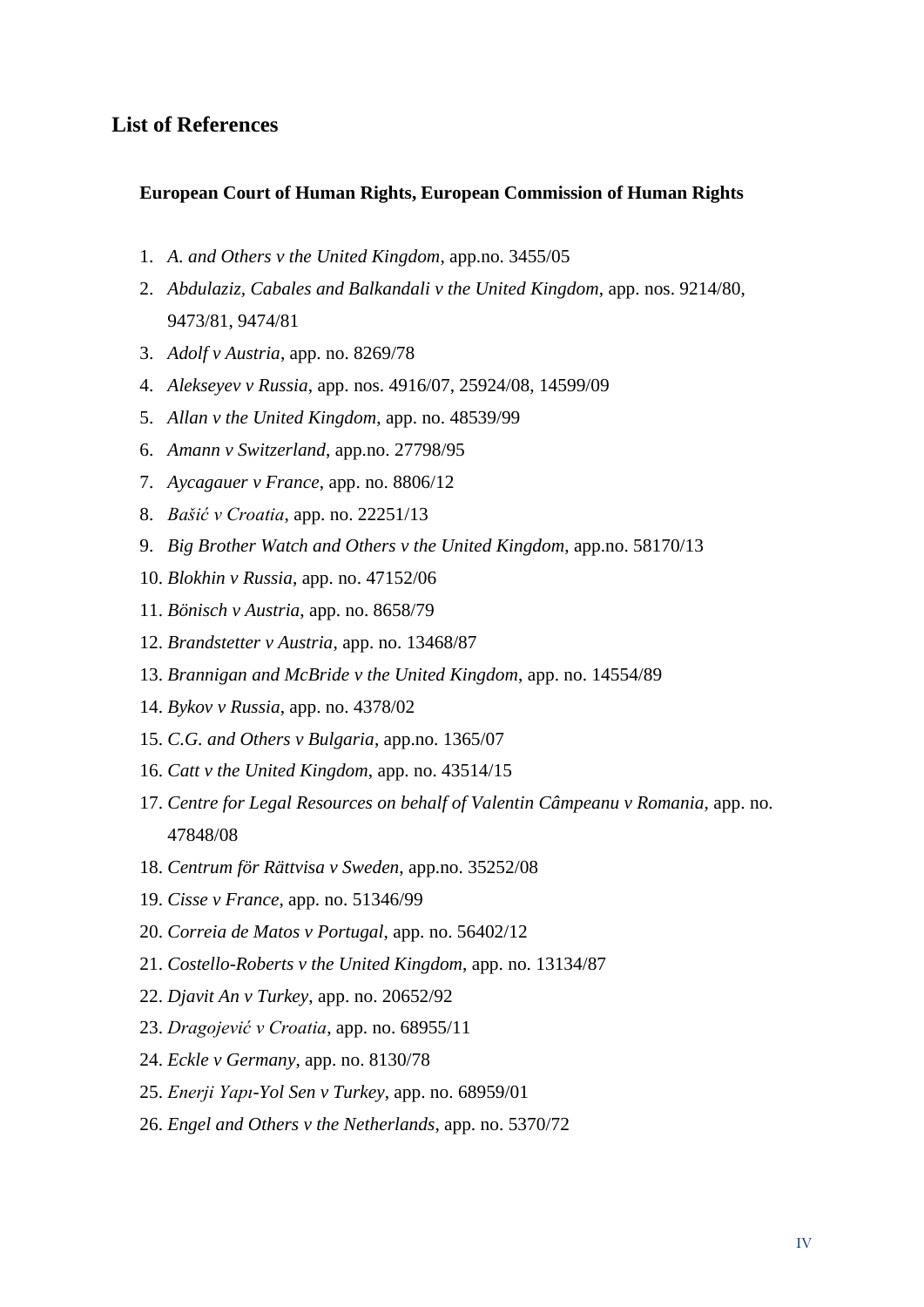## List of References

### European Court of Human Rights, European Commission of Human Rights

1. *A. and Others v the United Kingdom*, app.no. 3455/05
2. *Abdulaziz, Cabales and Balkandali v the United Kingdom*, app. nos. 9214/80, 9473/81, 9474/81
3. *Adolf v Austria*, app. no. 8269/78
4. *Alekseyev v Russia*, app. nos. 4916/07, 25924/08, 14599/09
5. *Allan v the United Kingdom*, app. no. 48539/99
6. *Amann v Switzerland*, app.no. 27798/95
7. *Aycagauer v France*, app. no. 8806/12
8. *Bašić v Croatia*, app. no. 22251/13
9. *Big Brother Watch and Others v the United Kingdom*, app.no. 58170/13
10. *Blokhin v Russia*, app. no. 47152/06
11. *Bönisch v Austria*, app. no. 8658/79
12. *Brandstetter v Austria*, app. no. 13468/87
13. *Brannigan and McBride v the United Kingdom*, app. no. 14554/89
14. *Bykov v Russia*, app. no. 4378/02
15. *C.G. and Others v Bulgaria*, app.no. 1365/07
16. *Catt v the United Kingdom*, app. no. 43514/15
17. *Centre for Legal Resources on behalf of Valentin Câmpeanu v Romania*, app. no. 47848/08
18. *Centrum för Rättvisa v Sweden*, app.no. 35252/08
19. *Cisse v France*, app. no. 51346/99
20. *Correia de Matos v Portugal*, app. no. 56402/12
21. *Costello-Roberts v the United Kingdom*, app. no. 13134/87
22. *Djavit An v Turkey*, app. no. 20652/92
23. *Dragojević v Croatia*, app. no. 68955/11
24. *Eckle v Germany*, app. no. 8130/78
25. *Enerji Yapı-Yol Sen v Turkey*, app. no. 68959/01
26. *Engel and Others v the Netherlands*, app. no. 5370/72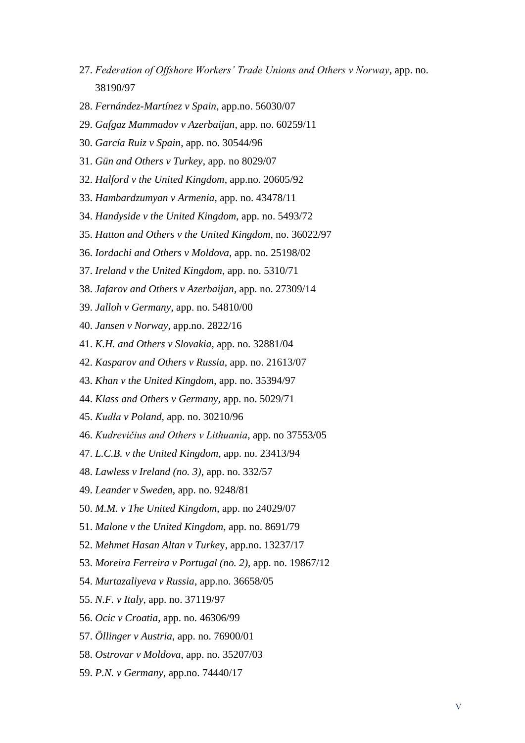27. *Federation of Offshore Workers' Trade Unions and Others v Norway*, app. no. 38190/97
28. *Fernández-Martínez v Spain*, app.no. 56030/07
29. *Gafgaz Mammadov v Azerbaijan*, app. no. 60259/11
30. *García Ruiz v Spain*, app. no. 30544/96
31. *Gün and Others v Turkey*, app. no 8029/07
32. *Halford v the United Kingdom*, app.no. 20605/92
33. *Hambardzumyan v Armenia*, app. no. 43478/11
34. *Handyside v the United Kingdom*, app. no. 5493/72
35. *Hatton and Others v the United Kingdom*, no. 36022/97
36. *Iordachi and Others v Moldova*, app. no. 25198/02
37. *Ireland v the United Kingdom*, app. no. 5310/71
38. *Jafarov and Others v Azerbaijan*, app. no. 27309/14
39. *Jalloh v Germany*, app. no. 54810/00
40. *Jansen v Norway*, app.no. 2822/16
41. *K.H. and Others v Slovakia*, app. no. 32881/04
42. *Kasparov and Others v Russia*, app. no. 21613/07
43. *Khan v the United Kingdom*, app. no. 35394/97
44. *Klass and Others v Germany*, app. no. 5029/71
45. *Kudła v Poland*, app. no. 30210/96
46. *Kudrevičius and Others v Lithuania*, app. no 37553/05
47. *L.C.B. v the United Kingdom*, app. no. 23413/94
48. *Lawless v Ireland (no. 3)*, app. no. 332/57
49. *Leander v Sweden*, app. no. 9248/81
50. *M.M. v The United Kingdom*, app. no 24029/07
51. *Malone v the United Kingdom*, app. no. 8691/79
52. *Mehmet Hasan Altan v Turkey*, app.no. 13237/17
53. *Moreira Ferreira v Portugal (no. 2)*, app. no. 19867/12
54. *Murtazaliyeva v Russia*, app.no. 36658/05
55. *N.F. v Italy*, app. no. 37119/97
56. *Ocic v Croatia*, app. no. 46306/99
57. *Öllinger v Austria*, app. no. 76900/01
58. *Ostrovar v Moldova*, app. no. 35207/03
59. *P.N. v Germany*, app.no. 74440/17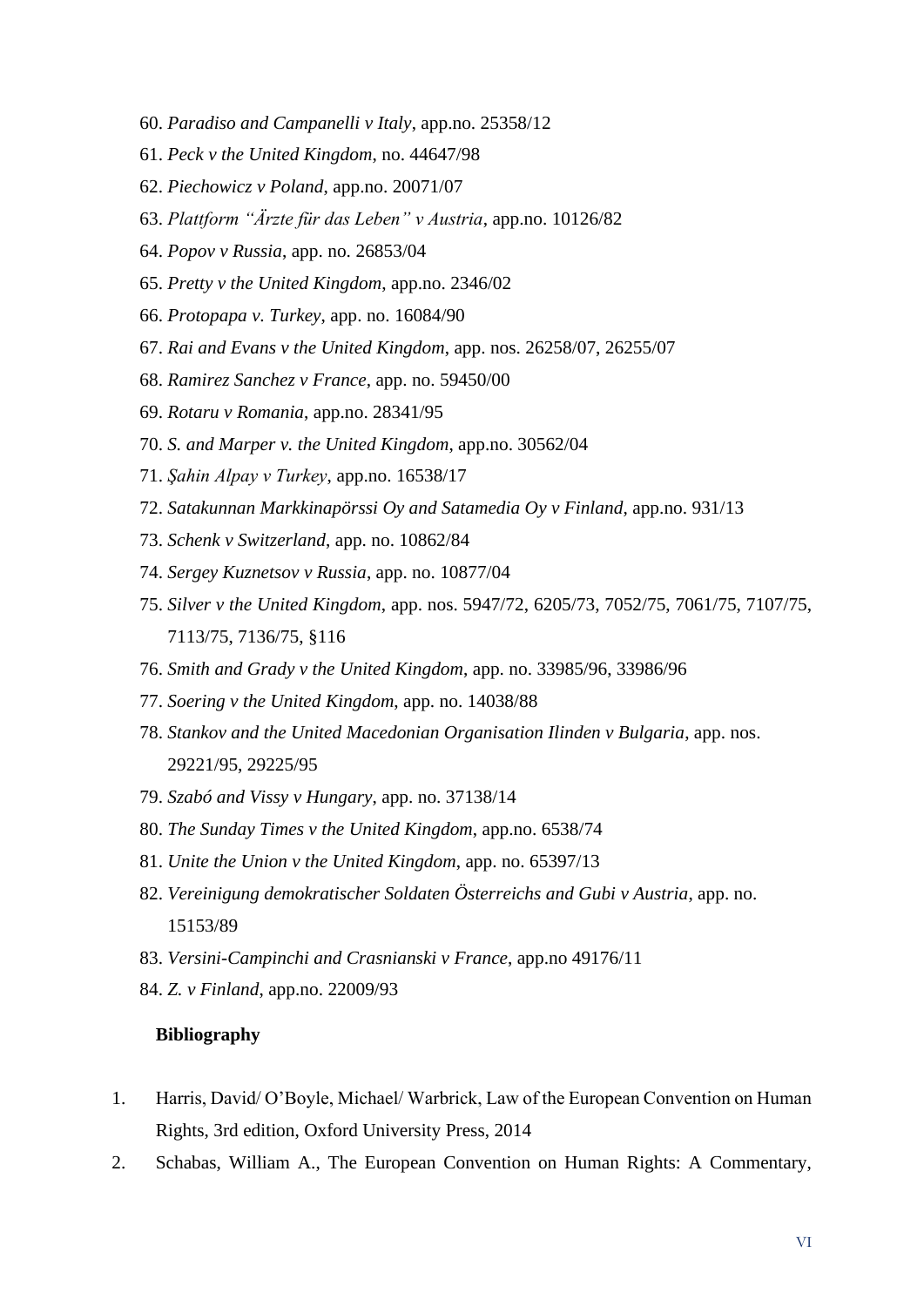60. *Paradiso and Campanelli v Italy*, app.no. 25358/12
61. *Peck v the United Kingdom*, no. 44647/98
62. *Piechowicz v Poland*, app.no. 20071/07
63. *Plattform "Ärzte für das Leben" v Austria*, app.no. 10126/82
64. *Popov v Russia*, app. no. 26853/04
65. *Pretty v the United Kingdom*, app.no. 2346/02
66. *Protopapa v. Turkey*, app. no. 16084/90
67. *Rai and Evans v the United Kingdom*, app. nos. 26258/07, 26255/07
68. *Ramirez Sanchez v France*, app. no. 59450/00
69. *Rotaru v Romania*, app.no. 28341/95
70. *S. and Marper v. the United Kingdom*, app.no. 30562/04
71. *Şahin Alpay v Turkey*, app.no. 16538/17
72. *Satakunnan Markkinapörssi Oy and Satamedia Oy v Finland*, app.no. 931/13
73. *Schenk v Switzerland*, app. no. 10862/84
74. *Sergey Kuznetsov v Russia*, app. no. 10877/04
75. *Silver v the United Kingdom*, app. nos. 5947/72, 6205/73, 7052/75, 7061/75, 7107/75, 7113/75, 7136/75, §116
76. *Smith and Grady v the United Kingdom*, app. no. 33985/96, 33986/96
77. *Soering v the United Kingdom*, app. no. 14038/88
78. *Stankov and the United Macedonian Organisation Ilinden v Bulgaria*, app. nos. 29221/95, 29225/95
79. *Szabó and Vissy v Hungary*, app. no. 37138/14
80. *The Sunday Times v the United Kingdom*, app.no. 6538/74
81. *Unite the Union v the United Kingdom*, app. no. 65397/13
82. *Vereinigung demokratischer Soldaten Österreichs and Gubi v Austria*, app. no. 15153/89
83. *Versini-Campinchi and Crasnianski v France*, app.no 49176/11
84. *Z. v Finland*, app.no. 22009/93

**Bibliography**

1. Harris, David/ O'Boyle, Michael/ Warbrick, Law of the European Convention on Human Rights, 3rd edition, Oxford University Press, 2014
2. Schabas, William A., The European Convention on Human Rights: A Commentary,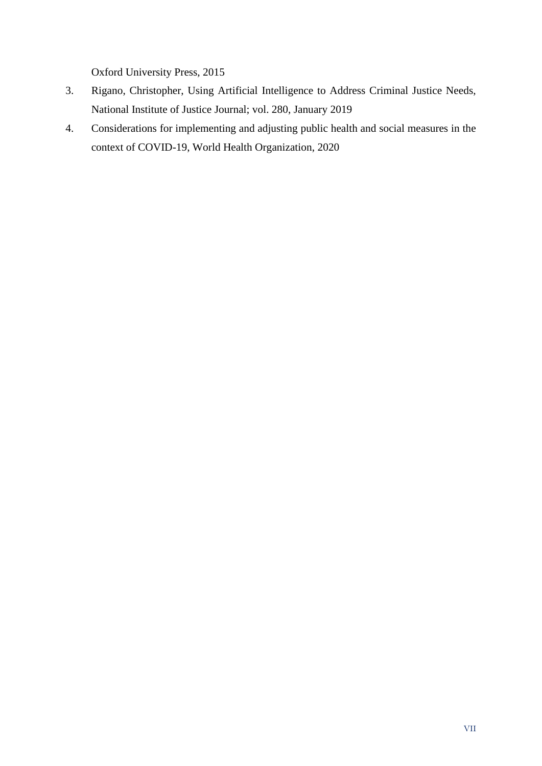Oxford University Press, 2015

3. Rigano, Christopher, Using Artificial Intelligence to Address Criminal Justice Needs, National Institute of Justice Journal; vol. 280, January 2019
4. Considerations for implementing and adjusting public health and social measures in the context of COVID-19, World Health Organization, 2020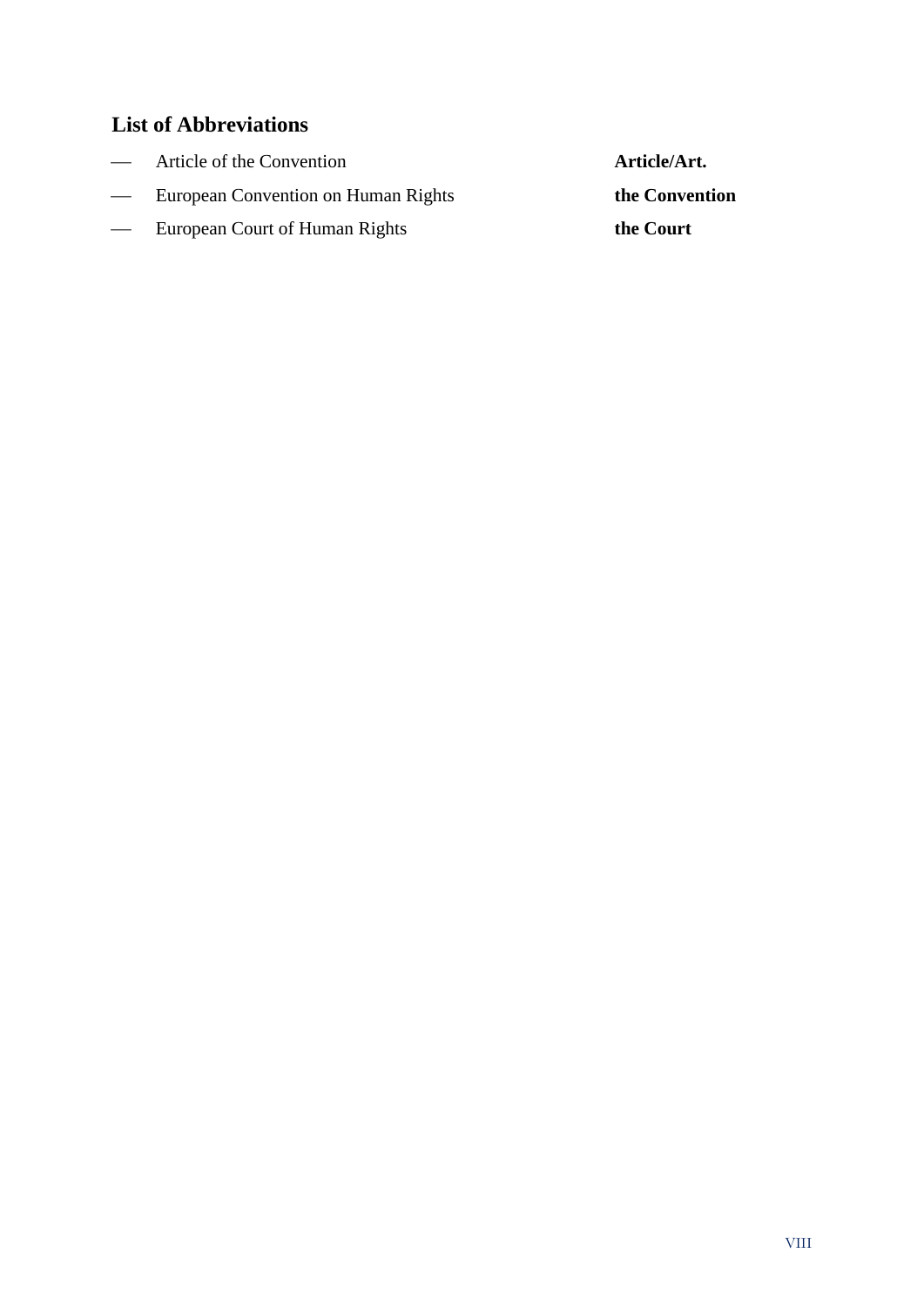## List of Abbreviations

| | | |
|---|---|---|
| — | Article of the Convention | **Article/Art.** |
| — | European Convention on Human Rights | **the Convention** |
| — | European Court of Human Rights | **the Court** |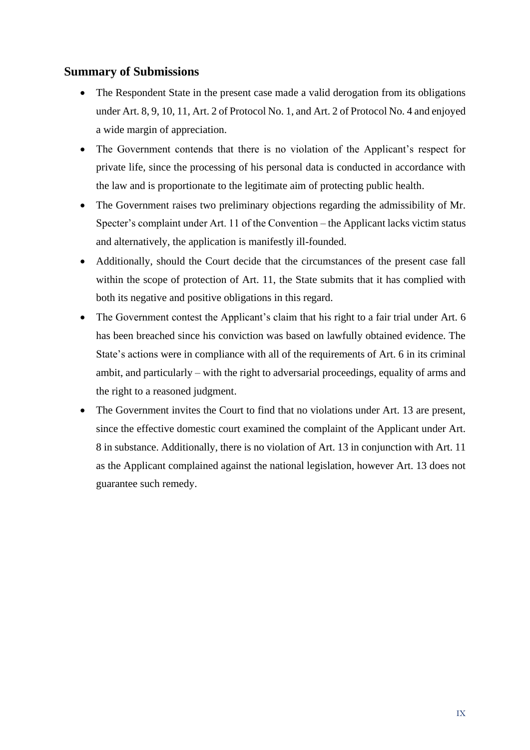## Summary of Submissions

- The Respondent State in the present case made a valid derogation from its obligations under Art. 8, 9, 10, 11, Art. 2 of Protocol No. 1, and Art. 2 of Protocol No. 4 and enjoyed a wide margin of appreciation.
- The Government contends that there is no violation of the Applicant's respect for private life, since the processing of his personal data is conducted in accordance with the law and is proportionate to the legitimate aim of protecting public health.
- The Government raises two preliminary objections regarding the admissibility of Mr. Specter's complaint under Art. 11 of the Convention – the Applicant lacks victim status and alternatively, the application is manifestly ill-founded.
- Additionally, should the Court decide that the circumstances of the present case fall within the scope of protection of Art. 11, the State submits that it has complied with both its negative and positive obligations in this regard.
- The Government contest the Applicant's claim that his right to a fair trial under Art. 6 has been breached since his conviction was based on lawfully obtained evidence. The State's actions were in compliance with all of the requirements of Art. 6 in its criminal ambit, and particularly – with the right to adversarial proceedings, equality of arms and the right to a reasoned judgment.
- The Government invites the Court to find that no violations under Art. 13 are present, since the effective domestic court examined the complaint of the Applicant under Art. 8 in substance. Additionally, there is no violation of Art. 13 in conjunction with Art. 11 as the Applicant complained against the national legislation, however Art. 13 does not guarantee such remedy.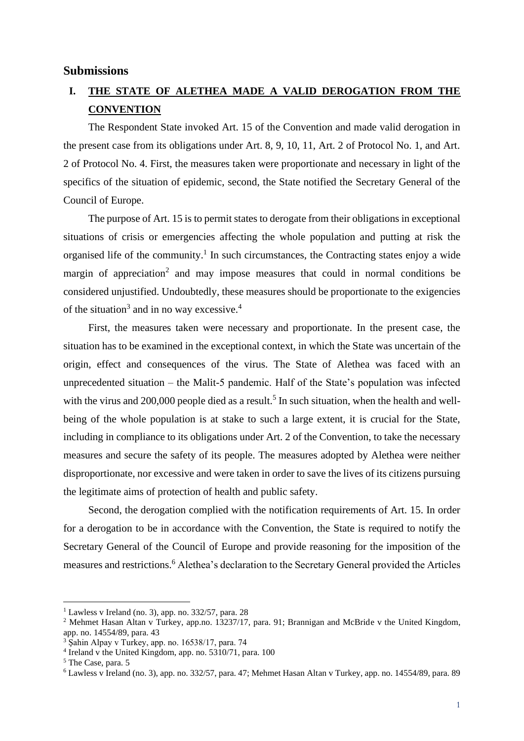## Submissions

### I. THE STATE OF ALETHEA MADE A VALID DEROGATION FROM THE CONVENTION

The Respondent State invoked Art. 15 of the Convention and made valid derogation in the present case from its obligations under Art. 8, 9, 10, 11, Art. 2 of Protocol No. 1, and Art. 2 of Protocol No. 4. First, the measures taken were proportionate and necessary in light of the specifics of the situation of epidemic, second, the State notified the Secretary General of the Council of Europe.

The purpose of Art. 15 is to permit states to derogate from their obligations in exceptional situations of crisis or emergencies affecting the whole population and putting at risk the organised life of the community.[1] In such circumstances, the Contracting states enjoy a wide margin of appreciation[2] and may impose measures that could in normal conditions be considered unjustified. Undoubtedly, these measures should be proportionate to the exigencies of the situation[3] and in no way excessive.[4]

First, the measures taken were necessary and proportionate. In the present case, the situation has to be examined in the exceptional context, in which the State was uncertain of the origin, effect and consequences of the virus. The State of Alethea was faced with an unprecedented situation – the Malit-5 pandemic. Half of the State's population was infected with the virus and 200,000 people died as a result.[5] In such situation, when the health and well-being of the whole population is at stake to such a large extent, it is crucial for the State, including in compliance to its obligations under Art. 2 of the Convention, to take the necessary measures and secure the safety of its people. The measures adopted by Alethea were neither disproportionate, nor excessive and were taken in order to save the lives of its citizens pursuing the legitimate aims of protection of health and public safety.

Second, the derogation complied with the notification requirements of Art. 15. In order for a derogation to be in accordance with the Convention, the State is required to notify the Secretary General of the Council of Europe and provide reasoning for the imposition of the measures and restrictions.[6] Alethea's declaration to the Secretary General provided the Articles

---

[1] Lawless v Ireland (no. 3), app. no. 332/57, para. 28

[2] Mehmet Hasan Altan v Turkey, app.no. 13237/17, para. 91; Brannigan and McBride v the United Kingdom, app. no. 14554/89, para. 43

[3] Şahin Alpay v Turkey, app. no. 16538/17, para. 74

[4] Ireland v the United Kingdom, app. no. 5310/71, para. 100

[5] The Case, para. 5

[6] Lawless v Ireland (no. 3), app. no. 332/57, para. 47; Mehmet Hasan Altan v Turkey, app. no. 14554/89, para. 89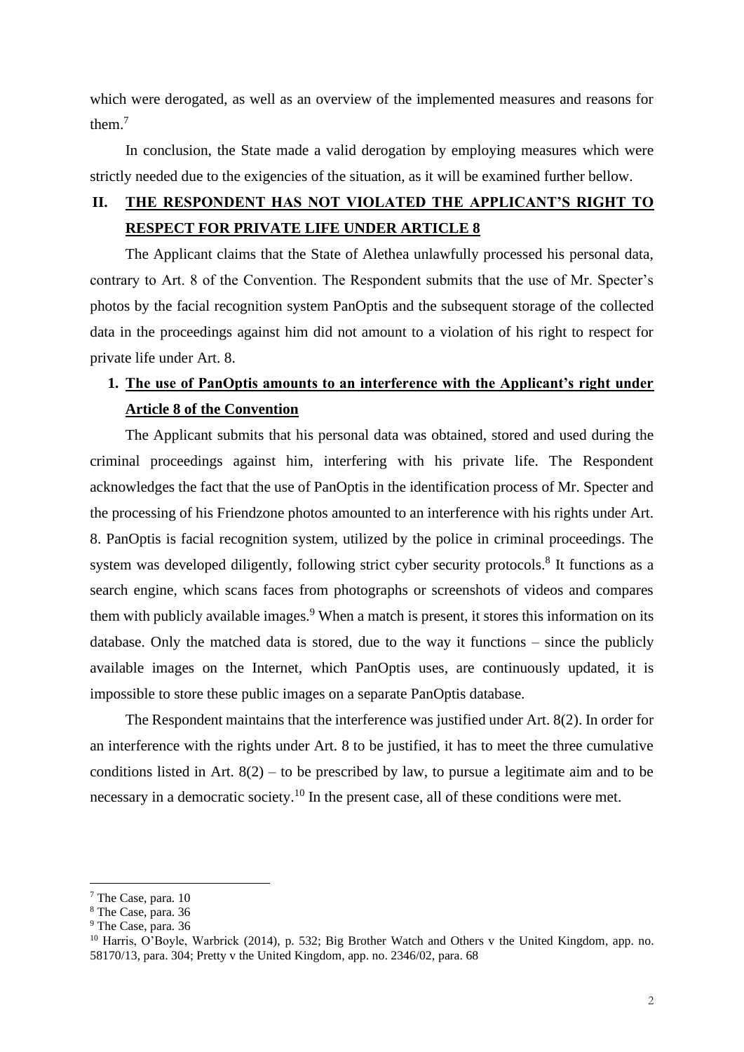which were derogated, as well as an overview of the implemented measures and reasons for them.[7]

In conclusion, the State made a valid derogation by employing measures which were strictly needed due to the exigencies of the situation, as it will be examined further bellow.

## II. THE RESPONDENT HAS NOT VIOLATED THE APPLICANT'S RIGHT TO RESPECT FOR PRIVATE LIFE UNDER ARTICLE 8

The Applicant claims that the State of Alethea unlawfully processed his personal data, contrary to Art. 8 of the Convention. The Respondent submits that the use of Mr. Specter's photos by the facial recognition system PanOptis and the subsequent storage of the collected data in the proceedings against him did not amount to a violation of his right to respect for private life under Art. 8.

### 1. The use of PanOptis amounts to an interference with the Applicant's right under Article 8 of the Convention

The Applicant submits that his personal data was obtained, stored and used during the criminal proceedings against him, interfering with his private life. The Respondent acknowledges the fact that the use of PanOptis in the identification process of Mr. Specter and the processing of his Friendzone photos amounted to an interference with his rights under Art. 8. PanOptis is facial recognition system, utilized by the police in criminal proceedings. The system was developed diligently, following strict cyber security protocols.[8] It functions as a search engine, which scans faces from photographs or screenshots of videos and compares them with publicly available images.[9] When a match is present, it stores this information on its database. Only the matched data is stored, due to the way it functions – since the publicly available images on the Internet, which PanOptis uses, are continuously updated, it is impossible to store these public images on a separate PanOptis database.

The Respondent maintains that the interference was justified under Art. 8(2). In order for an interference with the rights under Art. 8 to be justified, it has to meet the three cumulative conditions listed in Art. 8(2) – to be prescribed by law, to pursue a legitimate aim and to be necessary in a democratic society.[10] In the present case, all of these conditions were met.

---

[7] The Case, para. 10

[8] The Case, para. 36

[9] The Case, para. 36

[10] Harris, O'Boyle, Warbrick (2014), p. 532; Big Brother Watch and Others v the United Kingdom, app. no. 58170/13, para. 304; Pretty v the United Kingdom, app. no. 2346/02, para. 68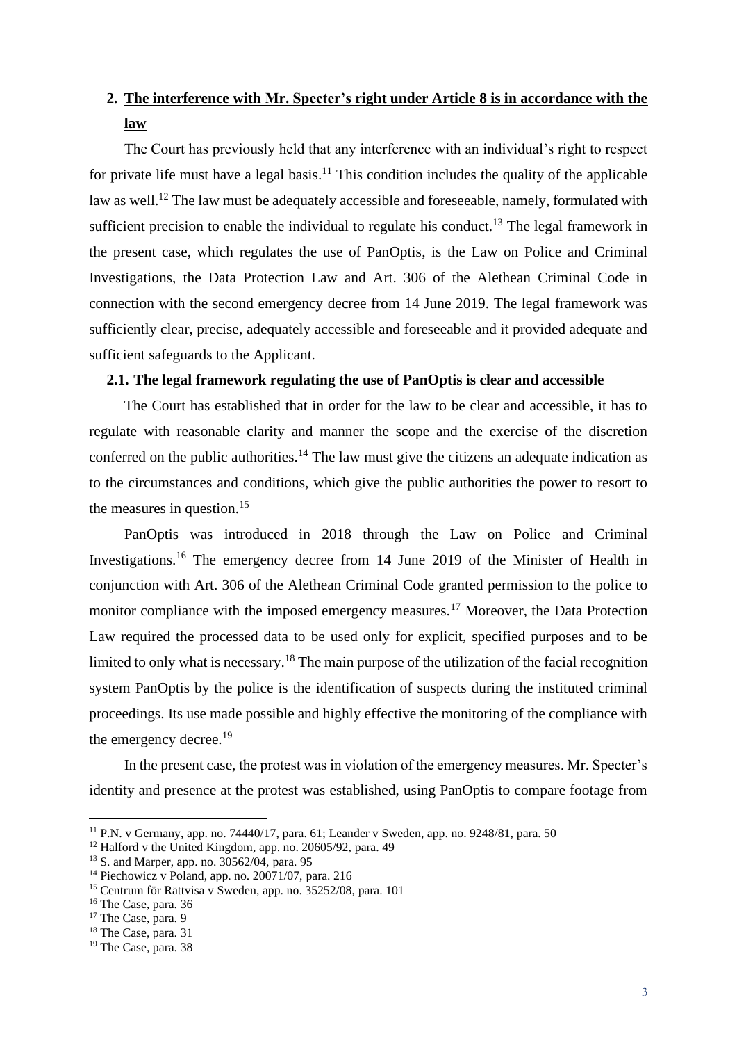## 2. <u>The interference with Mr. Specter's right under Article 8 is in accordance with the law</u>

The Court has previously held that any interference with an individual's right to respect for private life must have a legal basis.[11] This condition includes the quality of the applicable law as well.[12] The law must be adequately accessible and foreseeable, namely, formulated with sufficient precision to enable the individual to regulate his conduct.[13] The legal framework in the present case, which regulates the use of PanOptis, is the Law on Police and Criminal Investigations, the Data Protection Law and Art. 306 of the Alethean Criminal Code in connection with the second emergency decree from 14 June 2019. The legal framework was sufficiently clear, precise, adequately accessible and foreseeable and it provided adequate and sufficient safeguards to the Applicant.

### 2.1. The legal framework regulating the use of PanOptis is clear and accessible

The Court has established that in order for the law to be clear and accessible, it has to regulate with reasonable clarity and manner the scope and the exercise of the discretion conferred on the public authorities.[14] The law must give the citizens an adequate indication as to the circumstances and conditions, which give the public authorities the power to resort to the measures in question.[15]

PanOptis was introduced in 2018 through the Law on Police and Criminal Investigations.[16] The emergency decree from 14 June 2019 of the Minister of Health in conjunction with Art. 306 of the Alethean Criminal Code granted permission to the police to monitor compliance with the imposed emergency measures.[17] Moreover, the Data Protection Law required the processed data to be used only for explicit, specified purposes and to be limited to only what is necessary.[18] The main purpose of the utilization of the facial recognition system PanOptis by the police is the identification of suspects during the instituted criminal proceedings. Its use made possible and highly effective the monitoring of the compliance with the emergency decree.[19]

In the present case, the protest was in violation of the emergency measures. Mr. Specter's identity and presence at the protest was established, using PanOptis to compare footage from

---

[11] P.N. v Germany, app. no. 74440/17, para. 61; Leander v Sweden, app. no. 9248/81, para. 50
[12] Halford v the United Kingdom, app. no. 20605/92, para. 49
[13] S. and Marper, app. no. 30562/04, para. 95
[14] Piechowicz v Poland, app. no. 20071/07, para. 216
[15] Centrum för Rättvisa v Sweden, app. no. 35252/08, para. 101
[16] The Case, para. 36
[17] The Case, para. 9
[18] The Case, para. 31
[19] The Case, para. 38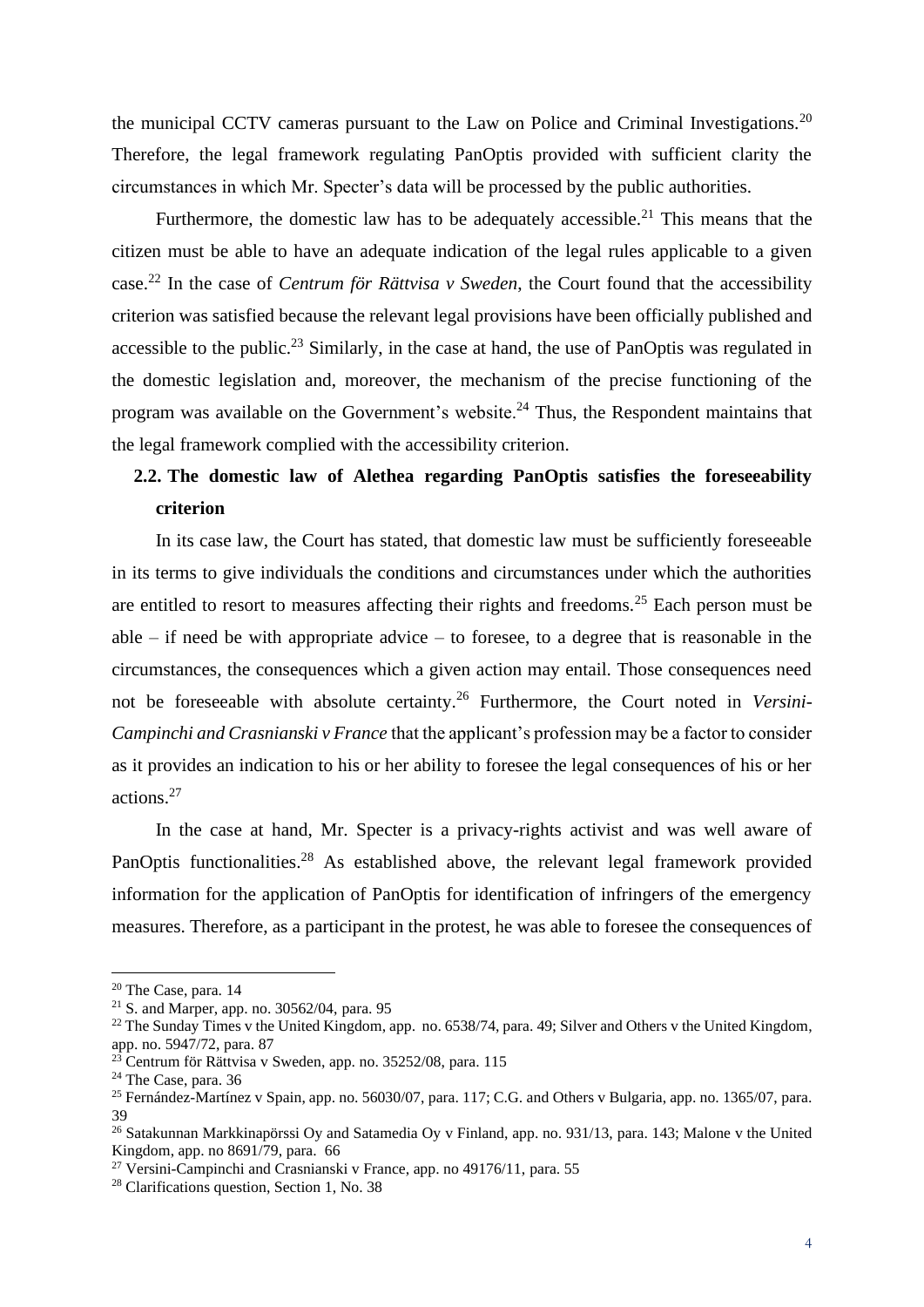the municipal CCTV cameras pursuant to the Law on Police and Criminal Investigations.[20] Therefore, the legal framework regulating PanOptis provided with sufficient clarity the circumstances in which Mr. Specter's data will be processed by the public authorities.

Furthermore, the domestic law has to be adequately accessible.[21] This means that the citizen must be able to have an adequate indication of the legal rules applicable to a given case.[22] In the case of *Centrum för Rättvisa v Sweden*, the Court found that the accessibility criterion was satisfied because the relevant legal provisions have been officially published and accessible to the public.[23] Similarly, in the case at hand, the use of PanOptis was regulated in the domestic legislation and, moreover, the mechanism of the precise functioning of the program was available on the Government's website.[24] Thus, the Respondent maintains that the legal framework complied with the accessibility criterion.

### 2.2. The domestic law of Alethea regarding PanOptis satisfies the foreseeability criterion

In its case law, the Court has stated, that domestic law must be sufficiently foreseeable in its terms to give individuals the conditions and circumstances under which the authorities are entitled to resort to measures affecting their rights and freedoms.[25] Each person must be able – if need be with appropriate advice – to foresee, to a degree that is reasonable in the circumstances, the consequences which a given action may entail. Those consequences need not be foreseeable with absolute certainty.[26] Furthermore, the Court noted in *Versini-Campinchi and Crasnianski v France* that the applicant's profession may be a factor to consider as it provides an indication to his or her ability to foresee the legal consequences of his or her actions.[27]

In the case at hand, Mr. Specter is a privacy-rights activist and was well aware of PanOptis functionalities.[28] As established above, the relevant legal framework provided information for the application of PanOptis for identification of infringers of the emergency measures. Therefore, as a participant in the protest, he was able to foresee the consequences of

---

[20] The Case, para. 14

[21] S. and Marper, app. no. 30562/04, para. 95

[22] The Sunday Times v the United Kingdom, app. no. 6538/74, para. 49; Silver and Others v the United Kingdom, app. no. 5947/72, para. 87

[23] Centrum för Rättvisa v Sweden, app. no. 35252/08, para. 115

[24] The Case, para. 36

[25] Fernández-Martínez v Spain, app. no. 56030/07, para. 117; C.G. and Others v Bulgaria, app. no. 1365/07, para. 39

[26] Satakunnan Markkinapörssi Oy and Satamedia Oy v Finland, app. no. 931/13, para. 143; Malone v the United Kingdom, app. no 8691/79, para. 66

[27] Versini-Campinchi and Crasnianski v France, app no 49176/11, para. 55

[28] Clarifications question, Section 1, No. 38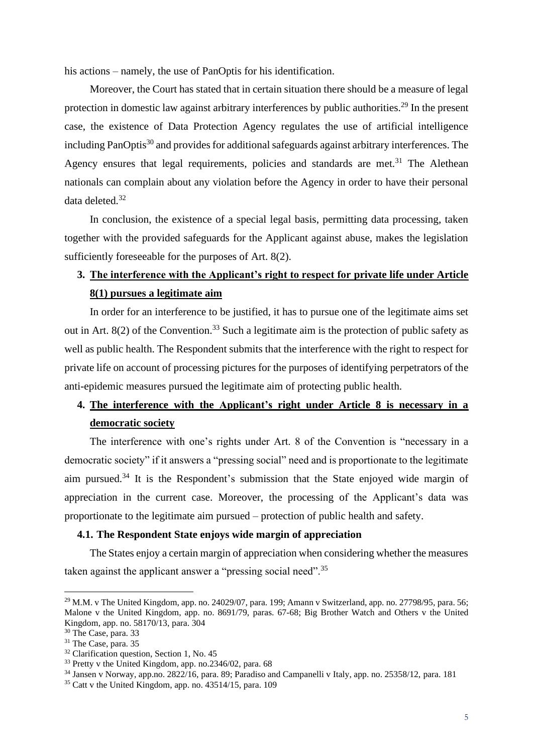his actions – namely, the use of PanOptis for his identification.

Moreover, the Court has stated that in certain situation there should be a measure of legal protection in domestic law against arbitrary interferences by public authorities.[29] In the present case, the existence of Data Protection Agency regulates the use of artificial intelligence including PanOptis[30] and provides for additional safeguards against arbitrary interferences. The Agency ensures that legal requirements, policies and standards are met.[31] The Alethean nationals can complain about any violation before the Agency in order to have their personal data deleted.[32]

In conclusion, the existence of a special legal basis, permitting data processing, taken together with the provided safeguards for the Applicant against abuse, makes the legislation sufficiently foreseeable for the purposes of Art. 8(2).

### 3. <u>The interference with the Applicant's right to respect for private life under Article 8(1) pursues a legitimate aim</u>

In order for an interference to be justified, it has to pursue one of the legitimate aims set out in Art. 8(2) of the Convention.[33] Such a legitimate aim is the protection of public safety as well as public health. The Respondent submits that the interference with the right to respect for private life on account of processing pictures for the purposes of identifying perpetrators of the anti-epidemic measures pursued the legitimate aim of protecting public health.

### 4. <u>The interference with the Applicant's right under Article 8 is necessary in a democratic society</u>

The interference with one's rights under Art. 8 of the Convention is "necessary in a democratic society" if it answers a "pressing social" need and is proportionate to the legitimate aim pursued.[34] It is the Respondent's submission that the State enjoyed wide margin of appreciation in the current case. Moreover, the processing of the Applicant's data was proportionate to the legitimate aim pursued – protection of public health and safety.

#### 4.1. The Respondent State enjoys wide margin of appreciation

The States enjoy a certain margin of appreciation when considering whether the measures taken against the applicant answer a "pressing social need".[35]

---

[29] M.M. v The United Kingdom, app. no. 24029/07, para. 199; Amann v Switzerland, app. no. 27798/95, para. 56; Malone v the United Kingdom, app. no. 8691/79, paras. 67-68; Big Brother Watch and Others v the United Kingdom, app. no. 58170/13, para. 304

[30] The Case, para. 33

[31] The Case, para. 35

[32] Clarification question, Section 1, No. 45

[33] Pretty v the United Kingdom, app. no.2346/02, para. 68

[34] Jansen v Norway, app.no. 2822/16, para. 89; Paradiso and Campanelli v Italy, app. no. 25358/12, para. 181

[35] Catt v the United Kingdom, app. no. 43514/15, para. 109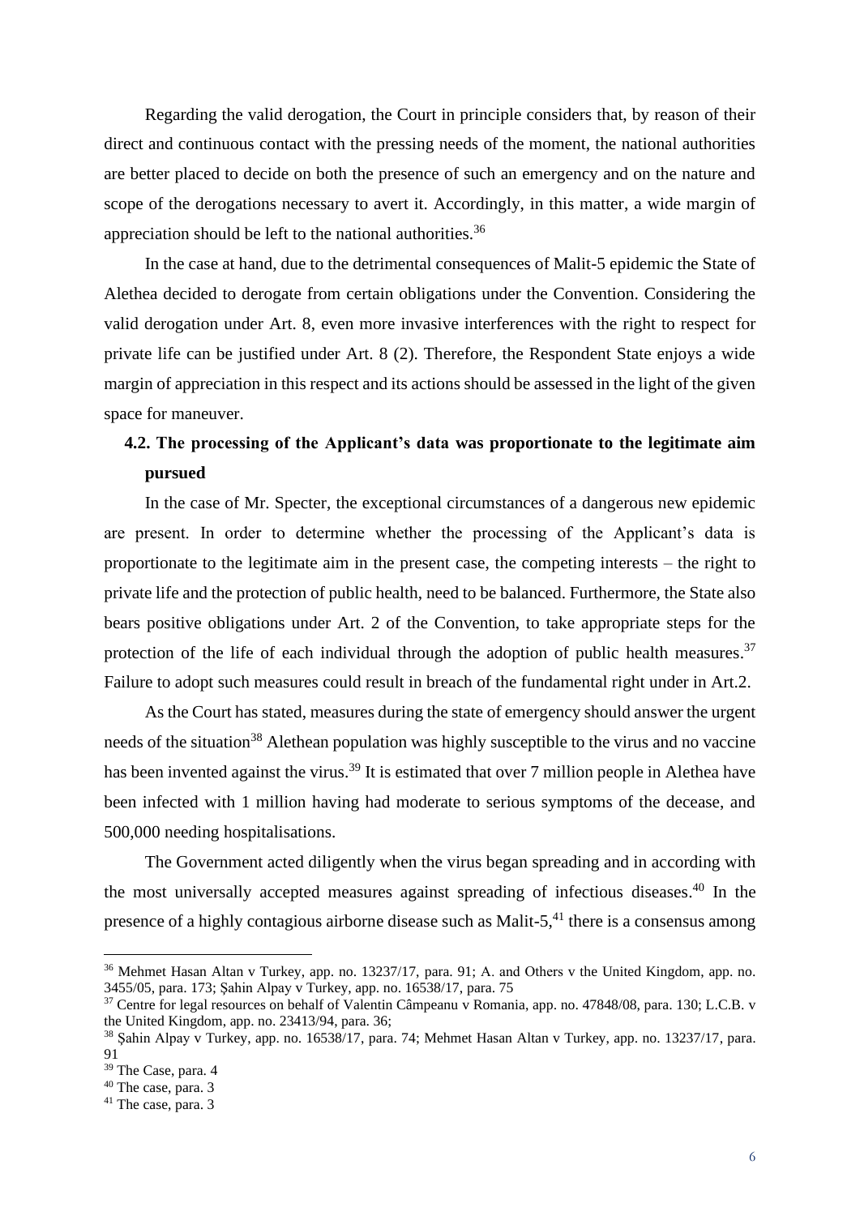Regarding the valid derogation, the Court in principle considers that, by reason of their direct and continuous contact with the pressing needs of the moment, the national authorities are better placed to decide on both the presence of such an emergency and on the nature and scope of the derogations necessary to avert it. Accordingly, in this matter, a wide margin of appreciation should be left to the national authorities.[36]

In the case at hand, due to the detrimental consequences of Malit-5 epidemic the State of Alethea decided to derogate from certain obligations under the Convention. Considering the valid derogation under Art. 8, even more invasive interferences with the right to respect for private life can be justified under Art. 8 (2). Therefore, the Respondent State enjoys a wide margin of appreciation in this respect and its actions should be assessed in the light of the given space for maneuver.

### 4.2. The processing of the Applicant's data was proportionate to the legitimate aim pursued

In the case of Mr. Specter, the exceptional circumstances of a dangerous new epidemic are present. In order to determine whether the processing of the Applicant's data is proportionate to the legitimate aim in the present case, the competing interests – the right to private life and the protection of public health, need to be balanced. Furthermore, the State also bears positive obligations under Art. 2 of the Convention, to take appropriate steps for the protection of the life of each individual through the adoption of public health measures.[37] Failure to adopt such measures could result in breach of the fundamental right under in Art.2.

As the Court has stated, measures during the state of emergency should answer the urgent needs of the situation[38] Alethean population was highly susceptible to the virus and no vaccine has been invented against the virus.[39] It is estimated that over 7 million people in Alethea have been infected with 1 million having had moderate to serious symptoms of the decease, and 500,000 needing hospitalisations.

The Government acted diligently when the virus began spreading and in according with the most universally accepted measures against spreading of infectious diseases.[40] In the presence of a highly contagious airborne disease such as Malit-5,[41] there is a consensus among

---

[36] Mehmet Hasan Altan v Turkey, app. no. 13237/17, para. 91; A. and Others v the United Kingdom, app. no. 3455/05, para. 173; Şahin Alpay v Turkey, app. no. 16538/17, para. 75

[37] Centre for legal resources on behalf of Valentin Câmpeanu v Romania, app. no. 47848/08, para. 130; L.C.B. v the United Kingdom, app. no. 23413/94, para. 36;

[38] Şahin Alpay v Turkey, app. no. 16538/17, para. 74; Mehmet Hasan Altan v Turkey, app. no. 13237/17, para. 91

[39] The Case, para. 4

[40] The case, para. 3

[41] The case, para. 3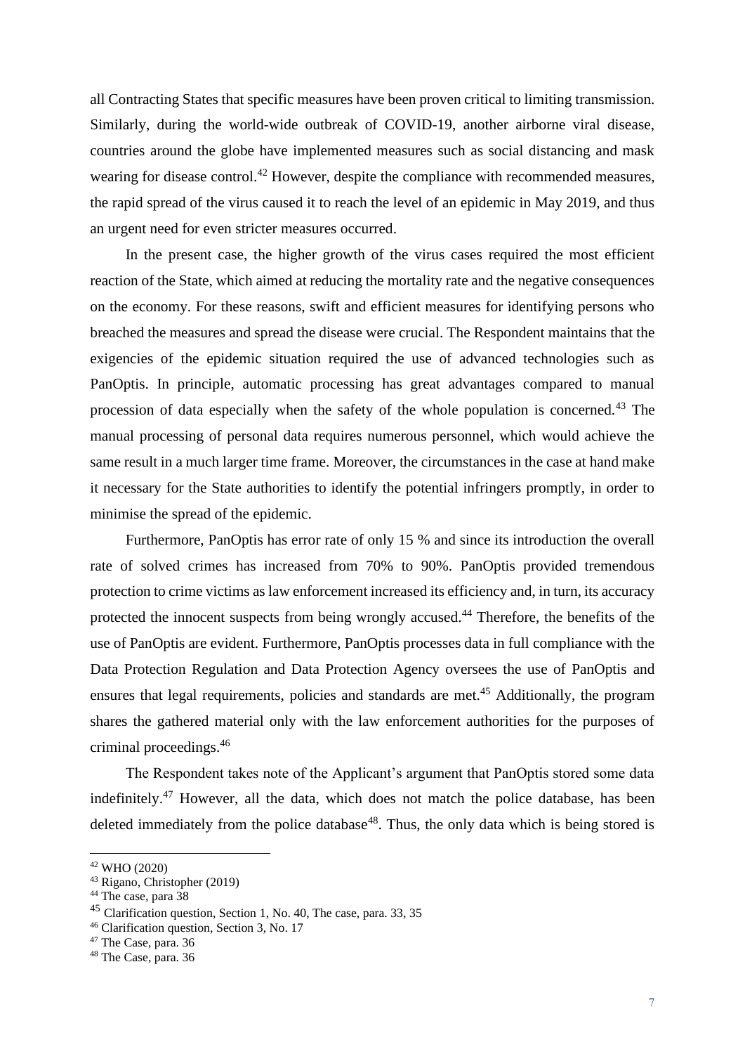all Contracting States that specific measures have been proven critical to limiting transmission. Similarly, during the world-wide outbreak of COVID-19, another airborne viral disease, countries around the globe have implemented measures such as social distancing and mask wearing for disease control.[42] However, despite the compliance with recommended measures, the rapid spread of the virus caused it to reach the level of an epidemic in May 2019, and thus an urgent need for even stricter measures occurred.

In the present case, the higher growth of the virus cases required the most efficient reaction of the State, which aimed at reducing the mortality rate and the negative consequences on the economy. For these reasons, swift and efficient measures for identifying persons who breached the measures and spread the disease were crucial. The Respondent maintains that the exigencies of the epidemic situation required the use of advanced technologies such as PanOptis. In principle, automatic processing has great advantages compared to manual procession of data especially when the safety of the whole population is concerned.[43] The manual processing of personal data requires numerous personnel, which would achieve the same result in a much larger time frame. Moreover, the circumstances in the case at hand make it necessary for the State authorities to identify the potential infringers promptly, in order to minimise the spread of the epidemic.

Furthermore, PanOptis has error rate of only 15 % and since its introduction the overall rate of solved crimes has increased from 70% to 90%. PanOptis provided tremendous protection to crime victims as law enforcement increased its efficiency and, in turn, its accuracy protected the innocent suspects from being wrongly accused.[44] Therefore, the benefits of the use of PanOptis are evident. Furthermore, PanOptis processes data in full compliance with the Data Protection Regulation and Data Protection Agency oversees the use of PanOptis and ensures that legal requirements, policies and standards are met.[45] Additionally, the program shares the gathered material only with the law enforcement authorities for the purposes of criminal proceedings.[46]

The Respondent takes note of the Applicant's argument that PanOptis stored some data indefinitely.[47] However, all the data, which does not match the police database, has been deleted immediately from the police database[48]. Thus, the only data which is being stored is

---

[42] WHO (2020)

[43] Rigano, Christopher (2019)

[44] The case, para 38

[45] Clarification question, Section 1, No. 40, The case, para. 33, 35

[46] Clarification question, Section 3, No. 17

[47] The Case, para. 36

[48] The Case, para. 36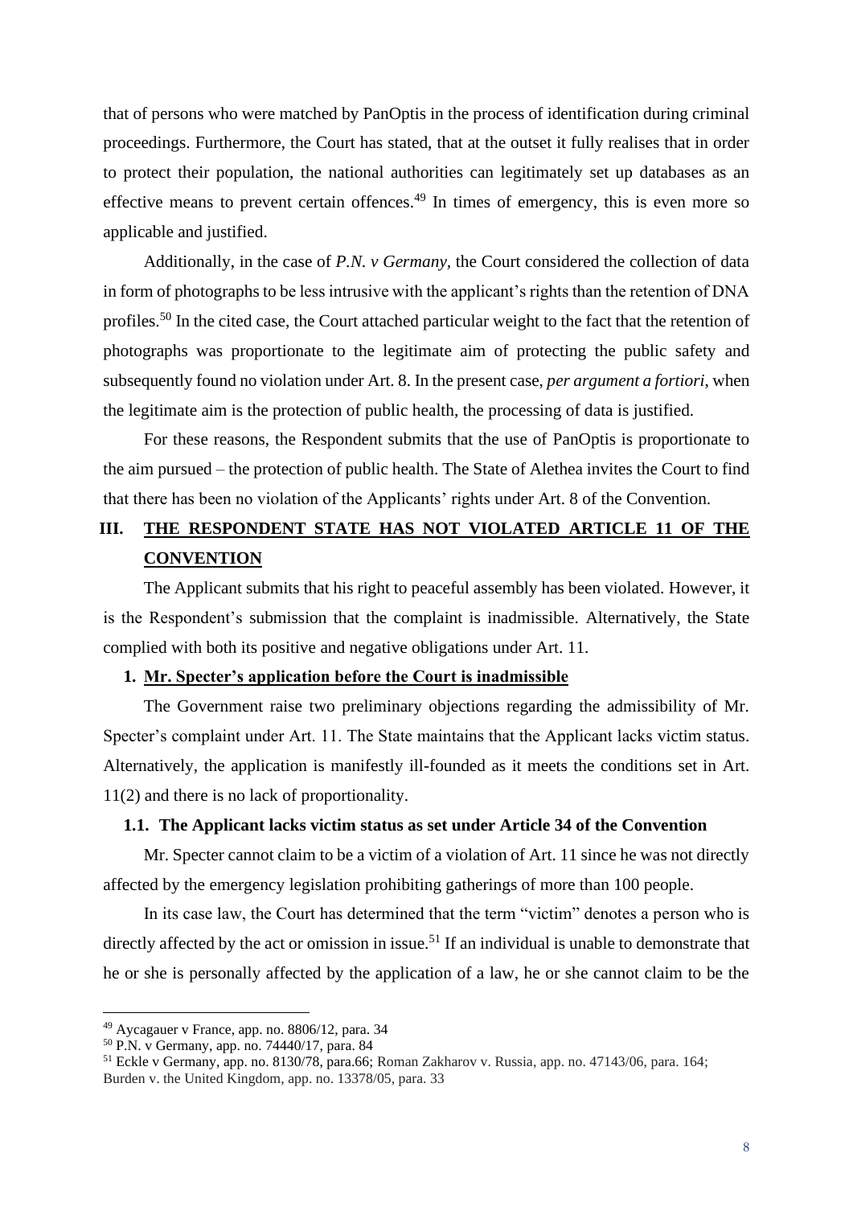that of persons who were matched by PanOptis in the process of identification during criminal proceedings. Furthermore, the Court has stated, that at the outset it fully realises that in order to protect their population, the national authorities can legitimately set up databases as an effective means to prevent certain offences.[49] In times of emergency, this is even more so applicable and justified.

Additionally, in the case of *P.N. v Germany*, the Court considered the collection of data in form of photographs to be less intrusive with the applicant's rights than the retention of DNA profiles.[50] In the cited case, the Court attached particular weight to the fact that the retention of photographs was proportionate to the legitimate aim of protecting the public safety and subsequently found no violation under Art. 8. In the present case, *per argument a fortiori*, when the legitimate aim is the protection of public health, the processing of data is justified.

For these reasons, the Respondent submits that the use of PanOptis is proportionate to the aim pursued – the protection of public health. The State of Alethea invites the Court to find that there has been no violation of the Applicants' rights under Art. 8 of the Convention.

## III. <u>THE RESPONDENT STATE HAS NOT VIOLATED ARTICLE 11 OF THE CONVENTION</u>

The Applicant submits that his right to peaceful assembly has been violated. However, it is the Respondent's submission that the complaint is inadmissible. Alternatively, the State complied with both its positive and negative obligations under Art. 11.

### 1. <u>Mr. Specter's application before the Court is inadmissible</u>

The Government raise two preliminary objections regarding the admissibility of Mr. Specter's complaint under Art. 11. The State maintains that the Applicant lacks victim status. Alternatively, the application is manifestly ill-founded as it meets the conditions set in Art. 11(2) and there is no lack of proportionality.

#### 1.1. The Applicant lacks victim status as set under Article 34 of the Convention

Mr. Specter cannot claim to be a victim of a violation of Art. 11 since he was not directly affected by the emergency legislation prohibiting gatherings of more than 100 people.

In its case law, the Court has determined that the term "victim" denotes a person who is directly affected by the act or omission in issue.[51] If an individual is unable to demonstrate that he or she is personally affected by the application of a law, he or she cannot claim to be the

---

[49] Aycagauer v France, app. no. 8806/12, para. 34

[50] P.N. v Germany, app. no. 74440/17, para. 84

[51] Eckle v Germany, app. no. 8130/78, para.66; Roman Zakharov v. Russia, app. no. 47143/06, para. 164; Burden v. the United Kingdom, app. no. 13378/05, para. 33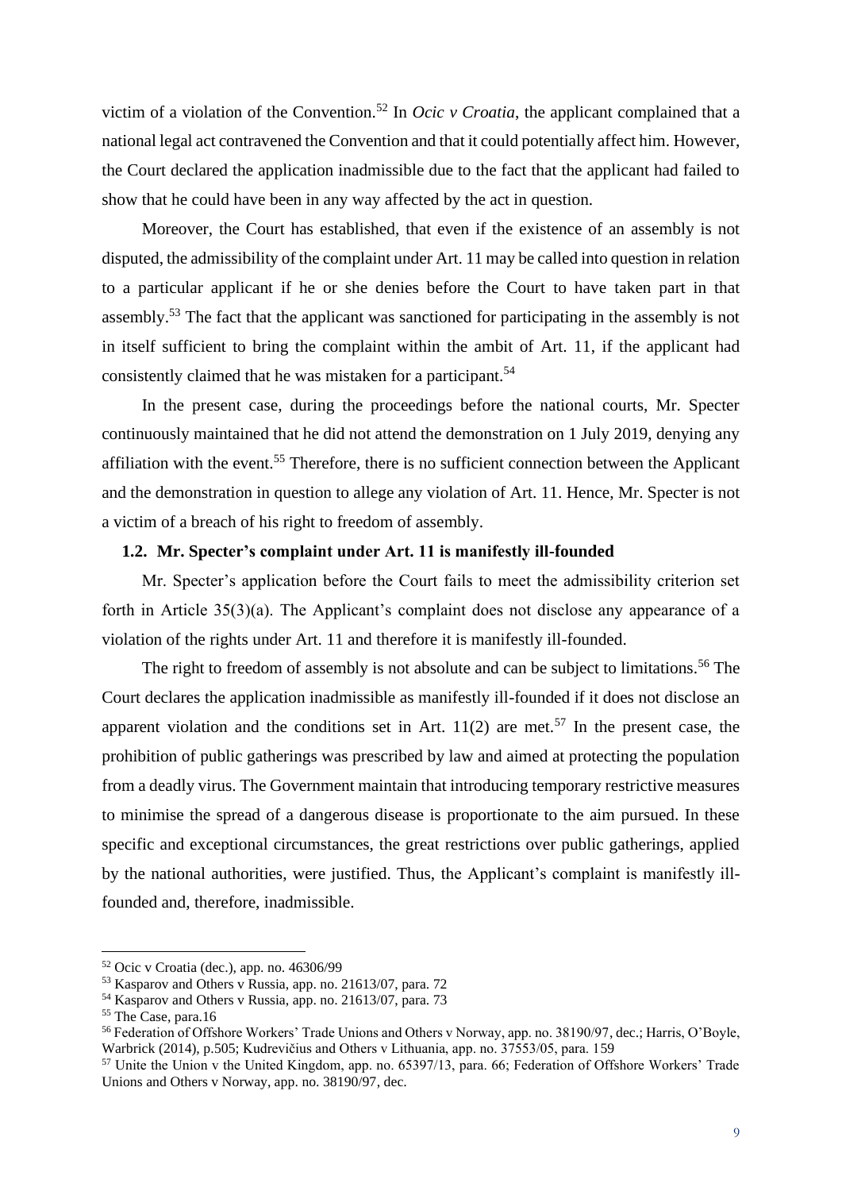victim of a violation of the Convention.[52] In *Ocic v Croatia*, the applicant complained that a national legal act contravened the Convention and that it could potentially affect him. However, the Court declared the application inadmissible due to the fact that the applicant had failed to show that he could have been in any way affected by the act in question.

Moreover, the Court has established, that even if the existence of an assembly is not disputed, the admissibility of the complaint under Art. 11 may be called into question in relation to a particular applicant if he or she denies before the Court to have taken part in that assembly.[53] The fact that the applicant was sanctioned for participating in the assembly is not in itself sufficient to bring the complaint within the ambit of Art. 11, if the applicant had consistently claimed that he was mistaken for a participant.[54]

In the present case, during the proceedings before the national courts, Mr. Specter continuously maintained that he did not attend the demonstration on 1 July 2019, denying any affiliation with the event.[55] Therefore, there is no sufficient connection between the Applicant and the demonstration in question to allege any violation of Art. 11. Hence, Mr. Specter is not a victim of a breach of his right to freedom of assembly.

### 1.2. Mr. Specter's complaint under Art. 11 is manifestly ill-founded

Mr. Specter's application before the Court fails to meet the admissibility criterion set forth in Article 35(3)(a). The Applicant's complaint does not disclose any appearance of a violation of the rights under Art. 11 and therefore it is manifestly ill-founded.

The right to freedom of assembly is not absolute and can be subject to limitations.[56] The Court declares the application inadmissible as manifestly ill-founded if it does not disclose an apparent violation and the conditions set in Art. 11(2) are met.[57] In the present case, the prohibition of public gatherings was prescribed by law and aimed at protecting the population from a deadly virus. The Government maintain that introducing temporary restrictive measures to minimise the spread of a dangerous disease is proportionate to the aim pursued. In these specific and exceptional circumstances, the great restrictions over public gatherings, applied by the national authorities, were justified. Thus, the Applicant's complaint is manifestly ill-founded and, therefore, inadmissible.

---

[52] Ocic v Croatia (dec.), app. no. 46306/99

[53] Kasparov and Others v Russia, app. no. 21613/07, para. 72

[54] Kasparov and Others v Russia, app. no. 21613/07, para. 73

[55] The Case, para.16

[56] Federation of Offshore Workers' Trade Unions and Others v Norway, app. no. 38190/97, dec.; Harris, O'Boyle, Warbrick (2014), p.505; Kudrevičius and Others v Lithuania, app. no. 37553/05, para. 159

[57] Unite the Union v the United Kingdom, app. no. 65397/13, para. 66; Federation of Offshore Workers' Trade Unions and Others v Norway, app. no. 38190/97, dec.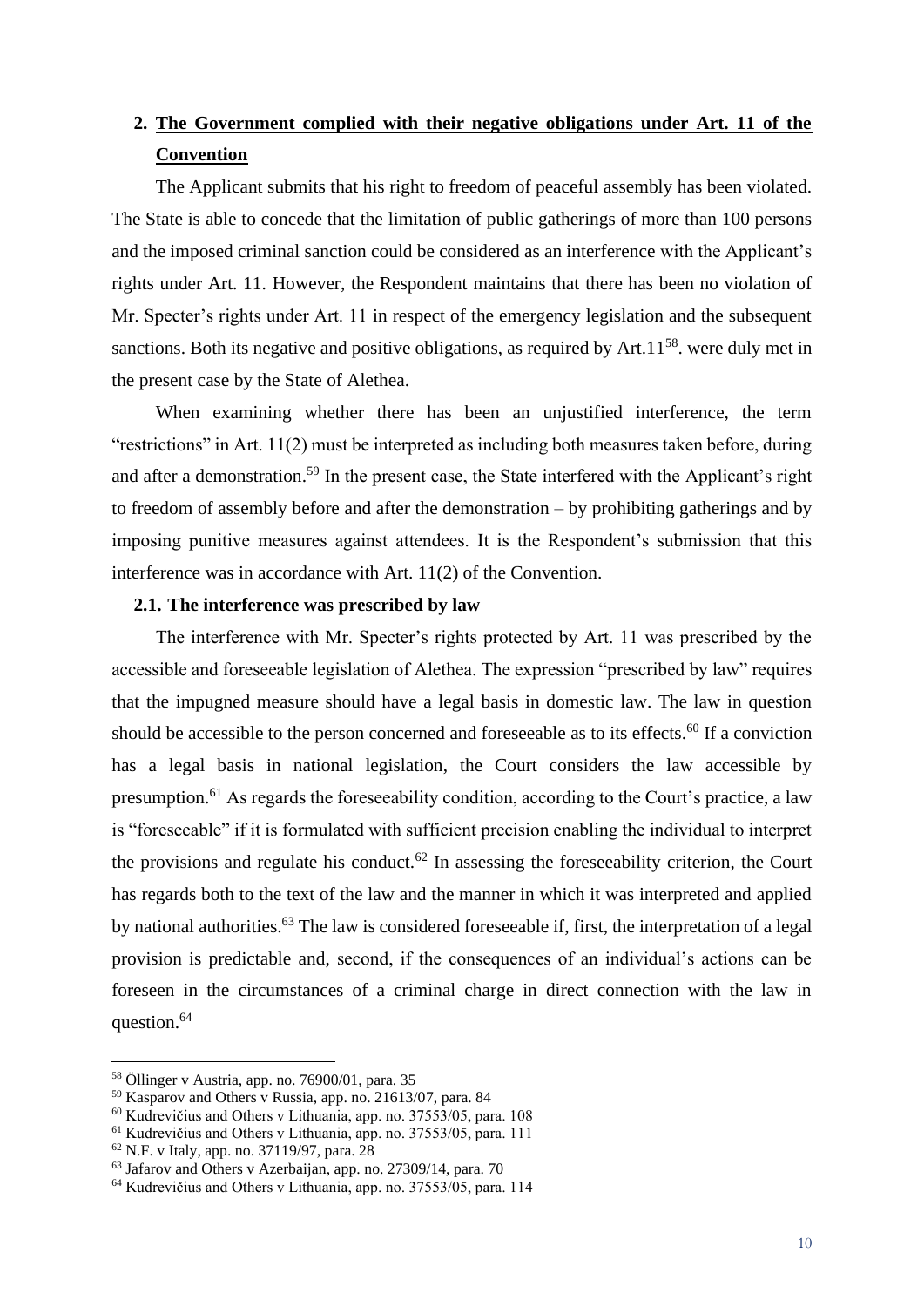## 2. The Government complied with their negative obligations under Art. 11 of the Convention

The Applicant submits that his right to freedom of peaceful assembly has been violated. The State is able to concede that the limitation of public gatherings of more than 100 persons and the imposed criminal sanction could be considered as an interference with the Applicant's rights under Art. 11. However, the Respondent maintains that there has been no violation of Mr. Specter's rights under Art. 11 in respect of the emergency legislation and the subsequent sanctions. Both its negative and positive obligations, as required by Art.11[58]. were duly met in the present case by the State of Alethea.

When examining whether there has been an unjustified interference, the term "restrictions" in Art. 11(2) must be interpreted as including both measures taken before, during and after a demonstration.[59] In the present case, the State interfered with the Applicant's right to freedom of assembly before and after the demonstration – by prohibiting gatherings and by imposing punitive measures against attendees. It is the Respondent's submission that this interference was in accordance with Art. 11(2) of the Convention.

### 2.1. The interference was prescribed by law

The interference with Mr. Specter's rights protected by Art. 11 was prescribed by the accessible and foreseeable legislation of Alethea. The expression "prescribed by law" requires that the impugned measure should have a legal basis in domestic law. The law in question should be accessible to the person concerned and foreseeable as to its effects.[60] If a conviction has a legal basis in national legislation, the Court considers the law accessible by presumption.[61] As regards the foreseeability condition, according to the Court's practice, a law is "foreseeable" if it is formulated with sufficient precision enabling the individual to interpret the provisions and regulate his conduct.[62] In assessing the foreseeability criterion, the Court has regards both to the text of the law and the manner in which it was interpreted and applied by national authorities.[63] The law is considered foreseeable if, first, the interpretation of a legal provision is predictable and, second, if the consequences of an individual's actions can be foreseen in the circumstances of a criminal charge in direct connection with the law in question.[64]

---

[58] Öllinger v Austria, app. no. 76900/01, para. 35
[59] Kasparov and Others v Russia, app. no. 21613/07, para. 84
[60] Kudrevičius and Others v Lithuania, app. no. 37553/05, para. 108
[61] Kudrevičius and Others v Lithuania, app. no. 37553/05, para. 111
[62] N.F. v Italy, app. no. 37119/97, para. 28
[63] Jafarov and Others v Azerbaijan, app. no. 27309/14, para. 70
[64] Kudrevičius and Others v Lithuania, app. no. 37553/05, para. 114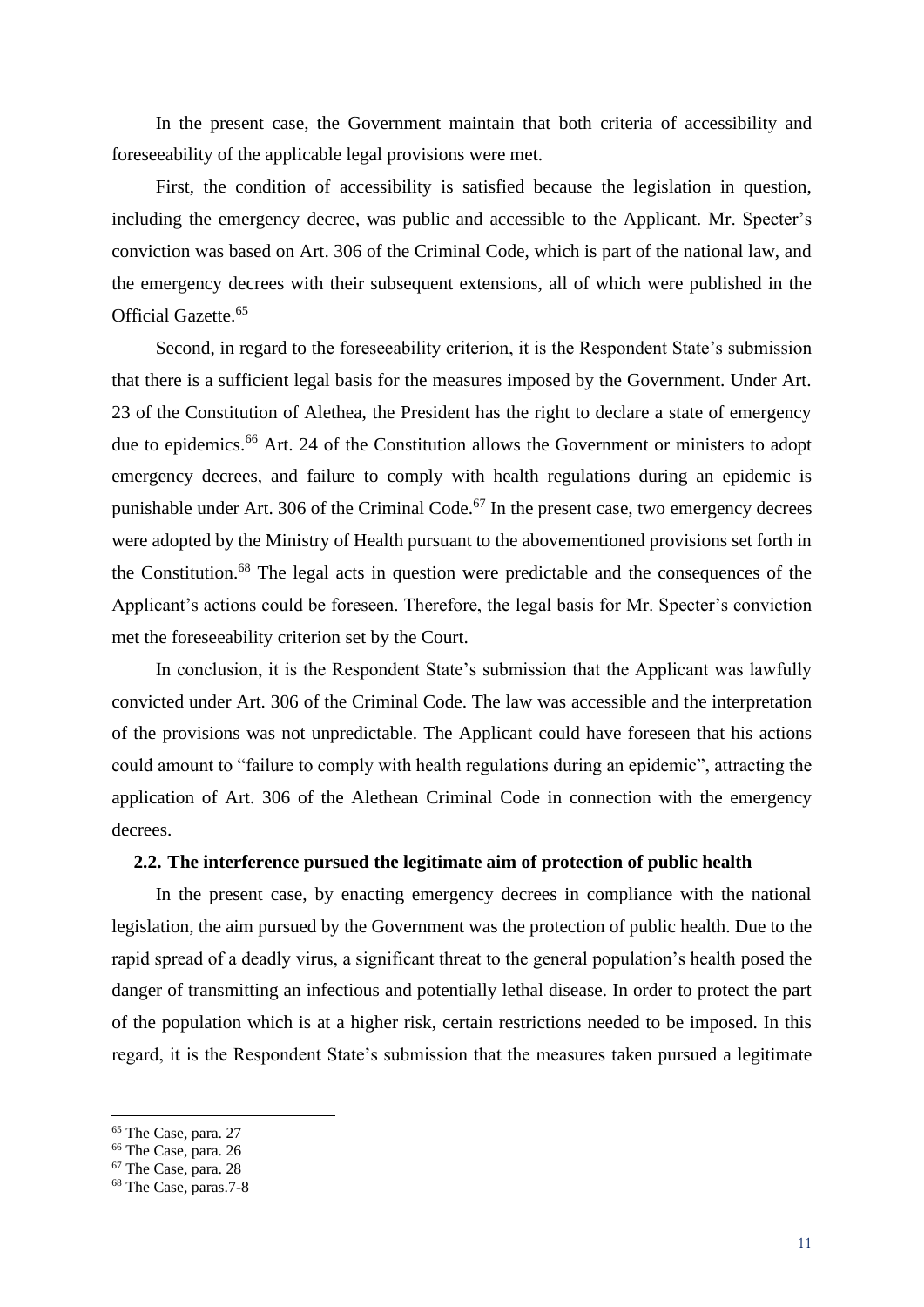In the present case, the Government maintain that both criteria of accessibility and foreseeability of the applicable legal provisions were met.

First, the condition of accessibility is satisfied because the legislation in question, including the emergency decree, was public and accessible to the Applicant. Mr. Specter's conviction was based on Art. 306 of the Criminal Code, which is part of the national law, and the emergency decrees with their subsequent extensions, all of which were published in the Official Gazette.[65]

Second, in regard to the foreseeability criterion, it is the Respondent State's submission that there is a sufficient legal basis for the measures imposed by the Government. Under Art. 23 of the Constitution of Alethea, the President has the right to declare a state of emergency due to epidemics.[66] Art. 24 of the Constitution allows the Government or ministers to adopt emergency decrees, and failure to comply with health regulations during an epidemic is punishable under Art. 306 of the Criminal Code.[67] In the present case, two emergency decrees were adopted by the Ministry of Health pursuant to the abovementioned provisions set forth in the Constitution.[68] The legal acts in question were predictable and the consequences of the Applicant's actions could be foreseen. Therefore, the legal basis for Mr. Specter's conviction met the foreseeability criterion set by the Court.

In conclusion, it is the Respondent State's submission that the Applicant was lawfully convicted under Art. 306 of the Criminal Code. The law was accessible and the interpretation of the provisions was not unpredictable. The Applicant could have foreseen that his actions could amount to "failure to comply with health regulations during an epidemic", attracting the application of Art. 306 of the Alethean Criminal Code in connection with the emergency decrees.

### 2.2. The interference pursued the legitimate aim of protection of public health

In the present case, by enacting emergency decrees in compliance with the national legislation, the aim pursued by the Government was the protection of public health. Due to the rapid spread of a deadly virus, a significant threat to the general population's health posed the danger of transmitting an infectious and potentially lethal disease. In order to protect the part of the population which is at a higher risk, certain restrictions needed to be imposed. In this regard, it is the Respondent State's submission that the measures taken pursued a legitimate

---

[65] The Case, para. 27

[66] The Case, para. 26

[67] The Case, para. 28

[68] The Case, paras.7-8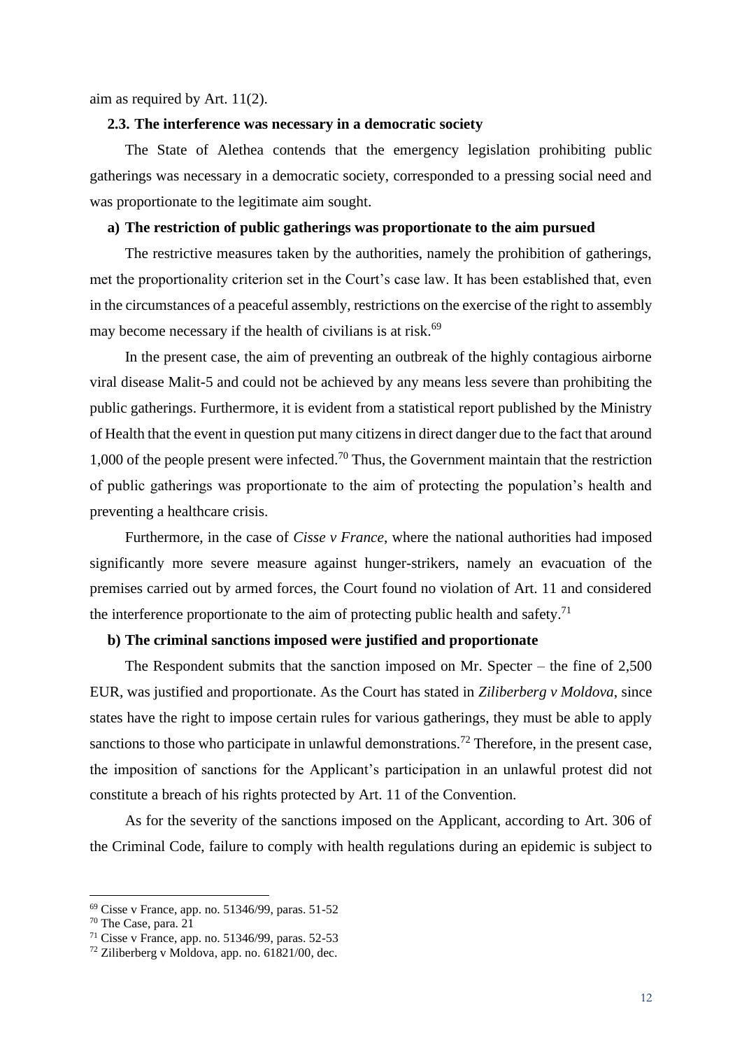aim as required by Art. 11(2).

### 2.3. The interference was necessary in a democratic society

The State of Alethea contends that the emergency legislation prohibiting public gatherings was necessary in a democratic society, corresponded to a pressing social need and was proportionate to the legitimate aim sought.

#### a) The restriction of public gatherings was proportionate to the aim pursued

The restrictive measures taken by the authorities, namely the prohibition of gatherings, met the proportionality criterion set in the Court's case law. It has been established that, even in the circumstances of a peaceful assembly, restrictions on the exercise of the right to assembly may become necessary if the health of civilians is at risk.[69]

In the present case, the aim of preventing an outbreak of the highly contagious airborne viral disease Malit-5 and could not be achieved by any means less severe than prohibiting the public gatherings. Furthermore, it is evident from a statistical report published by the Ministry of Health that the event in question put many citizens in direct danger due to the fact that around 1,000 of the people present were infected.[70] Thus, the Government maintain that the restriction of public gatherings was proportionate to the aim of protecting the population's health and preventing a healthcare crisis.

Furthermore, in the case of *Cisse v France*, where the national authorities had imposed significantly more severe measure against hunger-strikers, namely an evacuation of the premises carried out by armed forces, the Court found no violation of Art. 11 and considered the interference proportionate to the aim of protecting public health and safety.[71]

#### b) The criminal sanctions imposed were justified and proportionate

The Respondent submits that the sanction imposed on Mr. Specter – the fine of 2,500 EUR, was justified and proportionate. As the Court has stated in *Ziliberberg v Moldova*, since states have the right to impose certain rules for various gatherings, they must be able to apply sanctions to those who participate in unlawful demonstrations.[72] Therefore, in the present case, the imposition of sanctions for the Applicant's participation in an unlawful protest did not constitute a breach of his rights protected by Art. 11 of the Convention.

As for the severity of the sanctions imposed on the Applicant, according to Art. 306 of the Criminal Code, failure to comply with health regulations during an epidemic is subject to

---

[69] Cisse v France, app. no. 51346/99, paras. 51-52

[70] The Case, para. 21

[71] Cisse v France, app. no. 51346/99, paras. 52-53

[72] Ziliberberg v Moldova, app. no. 61821/00, dec.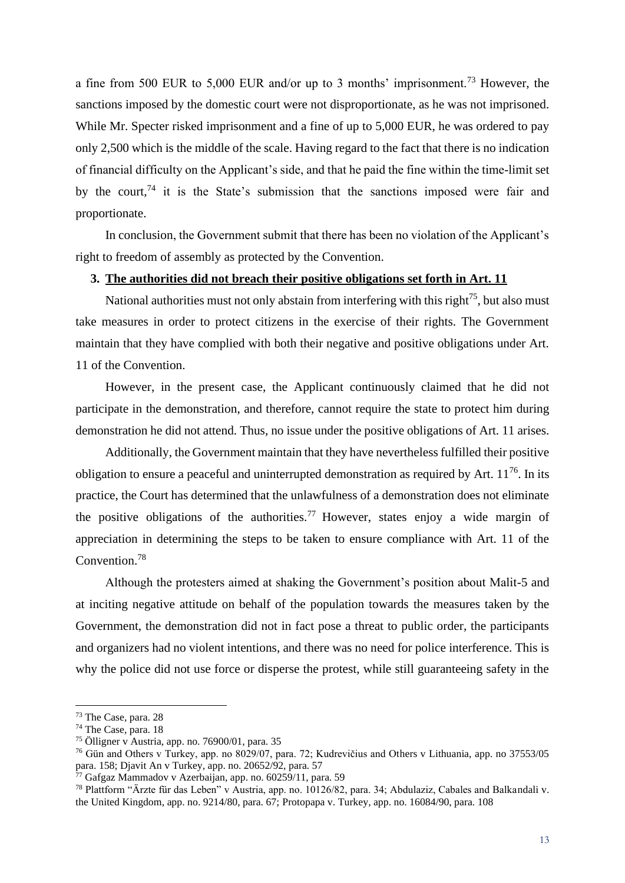a fine from 500 EUR to 5,000 EUR and/or up to 3 months' imprisonment.[73] However, the sanctions imposed by the domestic court were not disproportionate, as he was not imprisoned. While Mr. Specter risked imprisonment and a fine of up to 5,000 EUR, he was ordered to pay only 2,500 which is the middle of the scale. Having regard to the fact that there is no indication of financial difficulty on the Applicant's side, and that he paid the fine within the time-limit set by the court,[74] it is the State's submission that the sanctions imposed were fair and proportionate.

In conclusion, the Government submit that there has been no violation of the Applicant's right to freedom of assembly as protected by the Convention.

### 3. <u>The authorities did not breach their positive obligations set forth in Art. 11</u>

National authorities must not only abstain from interfering with this right[75], but also must take measures in order to protect citizens in the exercise of their rights. The Government maintain that they have complied with both their negative and positive obligations under Art. 11 of the Convention.

However, in the present case, the Applicant continuously claimed that he did not participate in the demonstration, and therefore, cannot require the state to protect him during demonstration he did not attend. Thus, no issue under the positive obligations of Art. 11 arises.

Additionally, the Government maintain that they have nevertheless fulfilled their positive obligation to ensure a peaceful and uninterrupted demonstration as required by Art. 11[76]. In its practice, the Court has determined that the unlawfulness of a demonstration does not eliminate the positive obligations of the authorities.[77] However, states enjoy a wide margin of appreciation in determining the steps to be taken to ensure compliance with Art. 11 of the Convention.[78]

Although the protesters aimed at shaking the Government's position about Malit-5 and at inciting negative attitude on behalf of the population towards the measures taken by the Government, the demonstration did not in fact pose a threat to public order, the participants and organizers had no violent intentions, and there was no need for police interference. This is why the police did not use force or disperse the protest, while still guaranteeing safety in the

---

[73] The Case, para. 28

[74] The Case, para. 18

[75] Öllinger v Austria, app. no. 76900/01, para. 35

[76] Gün and Others v Turkey, app. no 8029/07, para. 72; Kudrevičius and Others v Lithuania, app. no 37553/05 para. 158; Djavit An v Turkey, app. no. 20652/92, para. 57

[77] Gafgaz Mammadov v Azerbaijan, app. no. 60259/11, para. 59

[78] Plattform "Ärzte für das Leben" v Austria, app. no. 10126/82, para. 34; Abdulaziz, Cabales and Balkandali v. the United Kingdom, app. no. 9214/80, para. 67; Protopapa v. Turkey, app. no. 16084/90, para. 108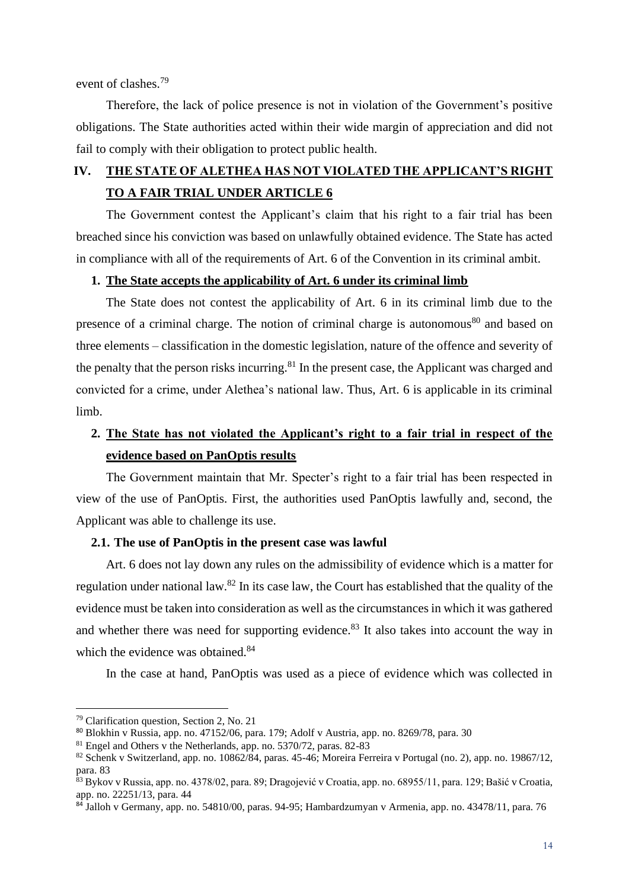event of clashes.[79]

Therefore, the lack of police presence is not in violation of the Government's positive obligations. The State authorities acted within their wide margin of appreciation and did not fail to comply with their obligation to protect public health.

## IV. THE STATE OF ALETHEA HAS NOT VIOLATED THE APPLICANT'S RIGHT TO A FAIR TRIAL UNDER ARTICLE 6

The Government contest the Applicant's claim that his right to a fair trial has been breached since his conviction was based on unlawfully obtained evidence. The State has acted in compliance with all of the requirements of Art. 6 of the Convention in its criminal ambit.

### 1. The State accepts the applicability of Art. 6 under its criminal limb

The State does not contest the applicability of Art. 6 in its criminal limb due to the presence of a criminal charge. The notion of criminal charge is autonomous[80] and based on three elements – classification in the domestic legislation, nature of the offence and severity of the penalty that the person risks incurring.[81] In the present case, the Applicant was charged and convicted for a crime, under Alethea's national law. Thus, Art. 6 is applicable in its criminal limb.

### 2. The State has not violated the Applicant's right to a fair trial in respect of the evidence based on PanOptis results

The Government maintain that Mr. Specter's right to a fair trial has been respected in view of the use of PanOptis. First, the authorities used PanOptis lawfully and, second, the Applicant was able to challenge its use.

#### 2.1. The use of PanOptis in the present case was lawful

Art. 6 does not lay down any rules on the admissibility of evidence which is a matter for regulation under national law.[82] In its case law, the Court has established that the quality of the evidence must be taken into consideration as well as the circumstances in which it was gathered and whether there was need for supporting evidence.[83] It also takes into account the way in which the evidence was obtained.[84]

In the case at hand, PanOptis was used as a piece of evidence which was collected in

---

[79] Clarification question, Section 2, No. 21

[80] Blokhin v Russia, app. no. 47152/06, para. 179; Adolf v Austria, app. no. 8269/78, para. 30

[81] Engel and Others v the Netherlands, app. no. 5370/72, paras. 82-83

[82] Schenk v Switzerland, app. no. 10862/84, paras. 45-46; Moreira Ferreira v Portugal (no. 2), app. no. 19867/12, para. 83

[83] Bykov v Russia, app. no. 4378/02, para. 89; Dragojević v Croatia, app. no. 68955/11, para. 129; Bašić v Croatia, app. no. 22251/13, para. 44

[84] Jalloh v Germany, app. no. 54810/00, paras. 94-95; Hambardzumyan v Armenia, app. no. 43478/11, para. 76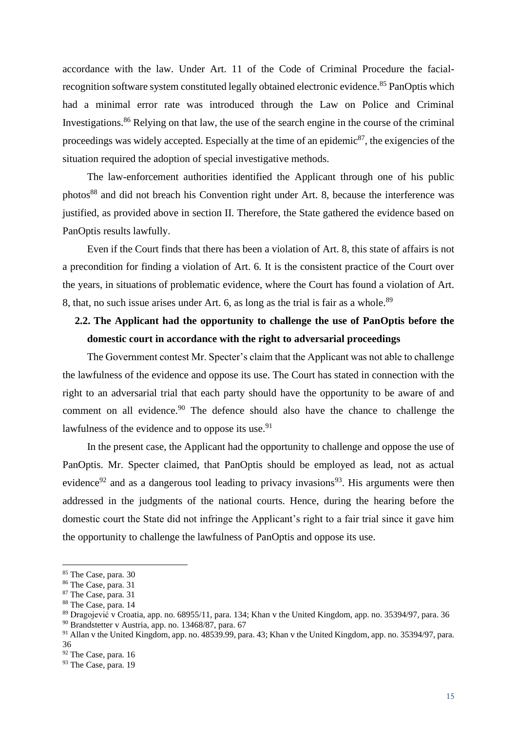accordance with the law. Under Art. 11 of the Code of Criminal Procedure the facial-recognition software system constituted legally obtained electronic evidence.[85] PanOptis which had a minimal error rate was introduced through the Law on Police and Criminal Investigations.[86] Relying on that law, the use of the search engine in the course of the criminal proceedings was widely accepted. Especially at the time of an epidemic[87], the exigencies of the situation required the adoption of special investigative methods.

The law-enforcement authorities identified the Applicant through one of his public photos[88] and did not breach his Convention right under Art. 8, because the interference was justified, as provided above in section II. Therefore, the State gathered the evidence based on PanOptis results lawfully.

Even if the Court finds that there has been a violation of Art. 8, this state of affairs is not a precondition for finding a violation of Art. 6. It is the consistent practice of the Court over the years, in situations of problematic evidence, where the Court has found a violation of Art. 8, that, no such issue arises under Art. 6, as long as the trial is fair as a whole.[89]

### 2.2. The Applicant had the opportunity to challenge the use of PanOptis before the domestic court in accordance with the right to adversarial proceedings

The Government contest Mr. Specter's claim that the Applicant was not able to challenge the lawfulness of the evidence and oppose its use. The Court has stated in connection with the right to an adversarial trial that each party should have the opportunity to be aware of and comment on all evidence.[90] The defence should also have the chance to challenge the lawfulness of the evidence and to oppose its use.[91]

In the present case, the Applicant had the opportunity to challenge and oppose the use of PanOptis. Mr. Specter claimed, that PanOptis should be employed as lead, not as actual evidence[92] and as a dangerous tool leading to privacy invasions[93]. His arguments were then addressed in the judgments of the national courts. Hence, during the hearing before the domestic court the State did not infringe the Applicant's right to a fair trial since it gave him the opportunity to challenge the lawfulness of PanOptis and oppose its use.

---

[85] The Case, para. 30

[86] The Case, para. 31

[87] The Case, para. 31

[88] The Case, para. 14

[89] Dragojević v Croatia, app. no. 68955/11, para. 134; Khan v the United Kingdom, app. no. 35394/97, para. 36

[90] Brandstetter v Austria, app. no. 13468/87, para. 67

[91] Allan v the United Kingdom, app. no. 48539.99, para. 43; Khan v the United Kingdom, app. no. 35394/97, para. 36

[92] The Case, para. 16

[93] The Case, para. 19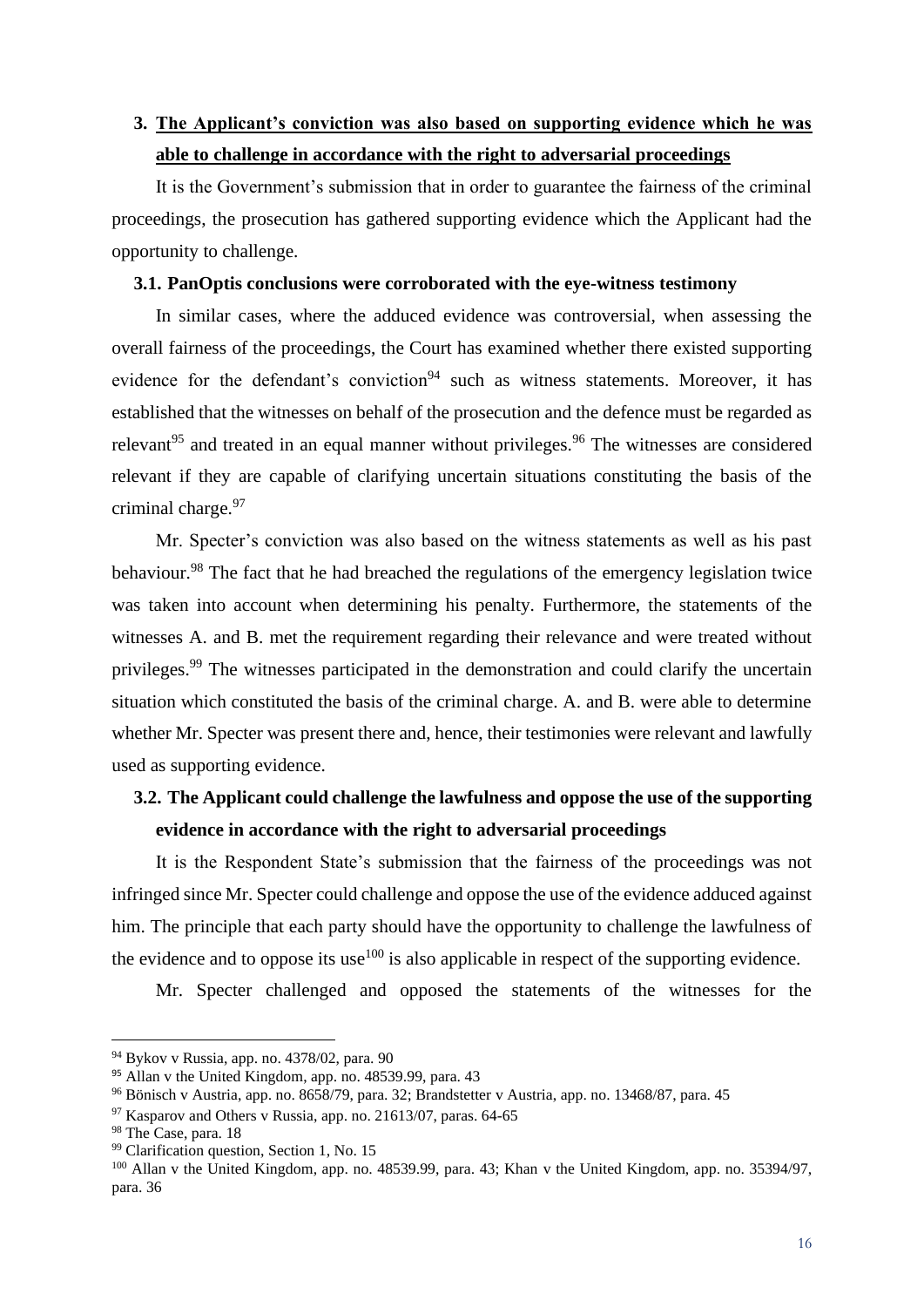## 3. The Applicant's conviction was also based on supporting evidence which he was able to challenge in accordance with the right to adversarial proceedings

It is the Government's submission that in order to guarantee the fairness of the criminal proceedings, the prosecution has gathered supporting evidence which the Applicant had the opportunity to challenge.

### 3.1. PanOptis conclusions were corroborated with the eye-witness testimony

In similar cases, where the adduced evidence was controversial, when assessing the overall fairness of the proceedings, the Court has examined whether there existed supporting evidence for the defendant's conviction[94] such as witness statements. Moreover, it has established that the witnesses on behalf of the prosecution and the defence must be regarded as relevant[95] and treated in an equal manner without privileges.[96] The witnesses are considered relevant if they are capable of clarifying uncertain situations constituting the basis of the criminal charge.[97]

Mr. Specter's conviction was also based on the witness statements as well as his past behaviour.[98] The fact that he had breached the regulations of the emergency legislation twice was taken into account when determining his penalty. Furthermore, the statements of the witnesses A. and B. met the requirement regarding their relevance and were treated without privileges.[99] The witnesses participated in the demonstration and could clarify the uncertain situation which constituted the basis of the criminal charge. A. and B. were able to determine whether Mr. Specter was present there and, hence, their testimonies were relevant and lawfully used as supporting evidence.

### 3.2. The Applicant could challenge the lawfulness and oppose the use of the supporting evidence in accordance with the right to adversarial proceedings

It is the Respondent State's submission that the fairness of the proceedings was not infringed since Mr. Specter could challenge and oppose the use of the evidence adduced against him. The principle that each party should have the opportunity to challenge the lawfulness of the evidence and to oppose its use[100] is also applicable in respect of the supporting evidence.

Mr. Specter challenged and opposed the statements of the witnesses for the

---

[94] Bykov v Russia, app. no. 4378/02, para. 90

[95] Allan v the United Kingdom, app. no. 48539.99, para. 43

[96] Bönisch v Austria, app. no. 8658/79, para. 32; Brandstetter v Austria, app. no. 13468/87, para. 45

[97] Kasparov and Others v Russia, app. no. 21613/07, paras. 64-65

[98] The Case, para. 18

[99] Clarification question, Section 1, No. 15

[100] Allan v the United Kingdom, app. no. 48539.99, para. 43; Khan v the United Kingdom, app. no. 35394/97, para. 36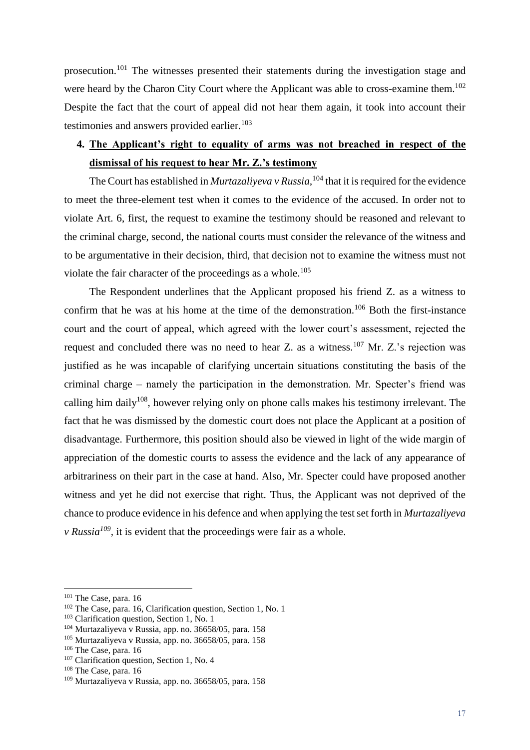prosecution.[101] The witnesses presented their statements during the investigation stage and were heard by the Charon City Court where the Applicant was able to cross-examine them.[102] Despite the fact that the court of appeal did not hear them again, it took into account their testimonies and answers provided earlier.[103]

4. **The Applicant's right to equality of arms was not breached in respect of the dismissal of his request to hear Mr. Z.'s testimony**

The Court has established in *Murtazaliyeva v Russia,*[104] that it is required for the evidence to meet the three-element test when it comes to the evidence of the accused. In order not to violate Art. 6, first, the request to examine the testimony should be reasoned and relevant to the criminal charge, second, the national courts must consider the relevance of the witness and to be argumentative in their decision, third, that decision not to examine the witness must not violate the fair character of the proceedings as a whole.[105]

The Respondent underlines that the Applicant proposed his friend Z. as a witness to confirm that he was at his home at the time of the demonstration.[106] Both the first-instance court and the court of appeal, which agreed with the lower court's assessment, rejected the request and concluded there was no need to hear Z. as a witness.[107] Mr. Z.'s rejection was justified as he was incapable of clarifying uncertain situations constituting the basis of the criminal charge – namely the participation in the demonstration. Mr. Specter's friend was calling him daily[108], however relying only on phone calls makes his testimony irrelevant. The fact that he was dismissed by the domestic court does not place the Applicant at a position of disadvantage. Furthermore, this position should also be viewed in light of the wide margin of appreciation of the domestic courts to assess the evidence and the lack of any appearance of arbitrariness on their part in the case at hand. Also, Mr. Specter could have proposed another witness and yet he did not exercise that right. Thus, the Applicant was not deprived of the chance to produce evidence in his defence and when applying the test set forth in *Murtazaliyeva v Russia*[109], it is evident that the proceedings were fair as a whole.

---

[101] The Case, para. 16

[102] The Case, para. 16, Clarification question, Section 1, No. 1

[103] Clarification question, Section 1, No. 1

[104] Murtazaliyeva v Russia, app. no. 36658/05, para. 158

[105] Murtazaliyeva v Russia, app. no. 36658/05, para. 158

[106] The Case, para. 16

[107] Clarification question, Section 1, No. 4

[108] The Case, para. 16

[109] Murtazaliyeva v Russia, app. no. 36658/05, para. 158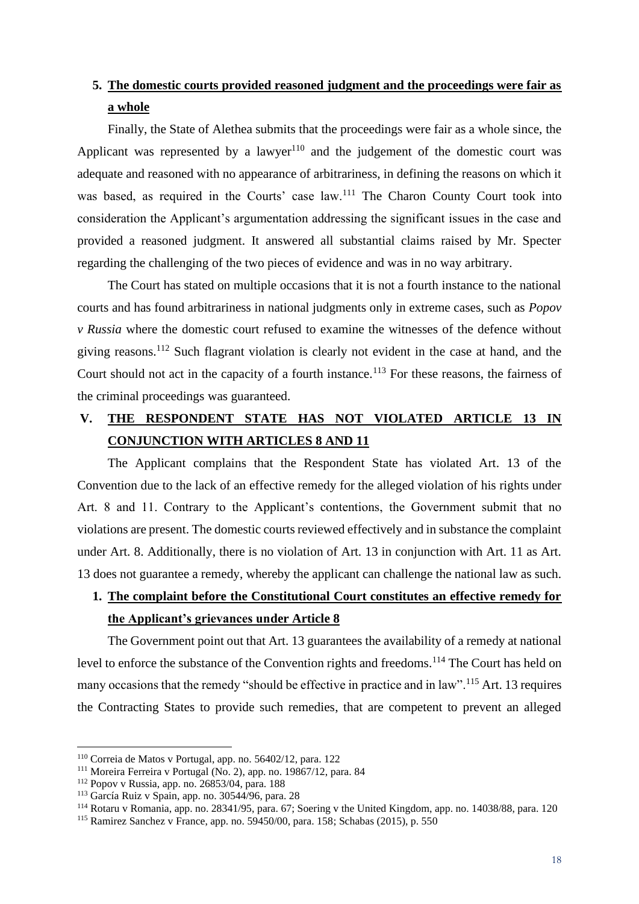### 5. The domestic courts provided reasoned judgment and the proceedings were fair as a whole

Finally, the State of Alethea submits that the proceedings were fair as a whole since, the Applicant was represented by a lawyer[110] and the judgement of the domestic court was adequate and reasoned with no appearance of arbitrariness, in defining the reasons on which it was based, as required in the Courts' case law.[111] The Charon County Court took into consideration the Applicant's argumentation addressing the significant issues in the case and provided a reasoned judgment. It answered all substantial claims raised by Mr. Specter regarding the challenging of the two pieces of evidence and was in no way arbitrary.

The Court has stated on multiple occasions that it is not a fourth instance to the national courts and has found arbitrariness in national judgments only in extreme cases, such as *Popov v Russia* where the domestic court refused to examine the witnesses of the defence without giving reasons.[112] Such flagrant violation is clearly not evident in the case at hand, and the Court should not act in the capacity of a fourth instance.[113] For these reasons, the fairness of the criminal proceedings was guaranteed.

## V. THE RESPONDENT STATE HAS NOT VIOLATED ARTICLE 13 IN CONJUNCTION WITH ARTICLES 8 AND 11

The Applicant complains that the Respondent State has violated Art. 13 of the Convention due to the lack of an effective remedy for the alleged violation of his rights under Art. 8 and 11. Contrary to the Applicant's contentions, the Government submit that no violations are present. The domestic courts reviewed effectively and in substance the complaint under Art. 8. Additionally, there is no violation of Art. 13 in conjunction with Art. 11 as Art. 13 does not guarantee a remedy, whereby the applicant can challenge the national law as such.

### 1. The complaint before the Constitutional Court constitutes an effective remedy for the Applicant's grievances under Article 8

The Government point out that Art. 13 guarantees the availability of a remedy at national level to enforce the substance of the Convention rights and freedoms.[114] The Court has held on many occasions that the remedy "should be effective in practice and in law".[115] Art. 13 requires the Contracting States to provide such remedies, that are competent to prevent an alleged

---

[110] Correia de Matos v Portugal, app. no. 56402/12, para. 122

[111] Moreira Ferreira v Portugal (No. 2), app. no. 19867/12, para. 84

[112] Popov v Russia, app. no. 26853/04, para. 188

[113] García Ruiz v Spain, app. no. 30544/96, para. 28

[114] Rotaru v Romania, app. no. 28341/95, para. 67; Soering v the United Kingdom, app. no. 14038/88, para. 120

[115] Ramirez Sanchez v France, app. no. 59450/00, para. 158; Schabas (2015), p. 550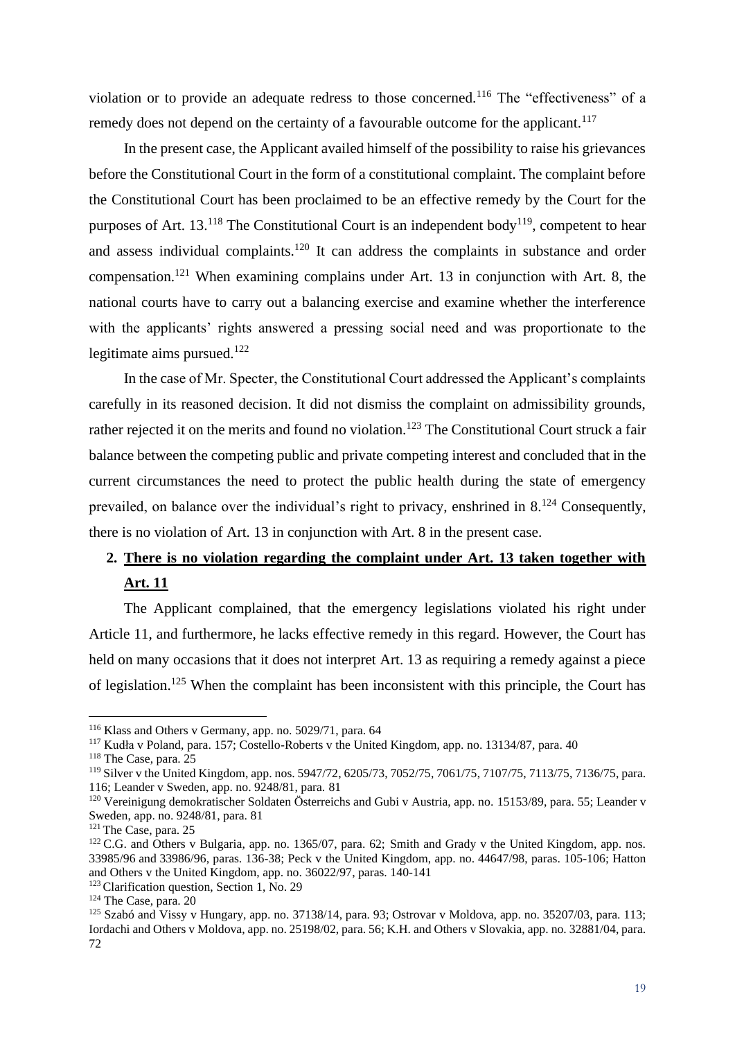violation or to provide an adequate redress to those concerned.[116] The "effectiveness" of a remedy does not depend on the certainty of a favourable outcome for the applicant.[117]

In the present case, the Applicant availed himself of the possibility to raise his grievances before the Constitutional Court in the form of a constitutional complaint. The complaint before the Constitutional Court has been proclaimed to be an effective remedy by the Court for the purposes of Art. 13.[118] The Constitutional Court is an independent body[119], competent to hear and assess individual complaints.[120] It can address the complaints in substance and order compensation.[121] When examining complains under Art. 13 in conjunction with Art. 8, the national courts have to carry out a balancing exercise and examine whether the interference with the applicants' rights answered a pressing social need and was proportionate to the legitimate aims pursued.[122]

In the case of Mr. Specter, the Constitutional Court addressed the Applicant's complaints carefully in its reasoned decision. It did not dismiss the complaint on admissibility grounds, rather rejected it on the merits and found no violation.[123] The Constitutional Court struck a fair balance between the competing public and private competing interest and concluded that in the current circumstances the need to protect the public health during the state of emergency prevailed, on balance over the individual's right to privacy, enshrined in 8.[124] Consequently, there is no violation of Art. 13 in conjunction with Art. 8 in the present case.

2. **<u>There is no violation regarding the complaint under Art. 13 taken together with Art. 11</u>**

The Applicant complained, that the emergency legislations violated his right under Article 11, and furthermore, he lacks effective remedy in this regard. However, the Court has held on many occasions that it does not interpret Art. 13 as requiring a remedy against a piece of legislation.[125] When the complaint has been inconsistent with this principle, the Court has

---

[116] Klass and Others v Germany, app. no. 5029/71, para. 64

[117] Kudła v Poland, para. 157; Costello-Roberts v the United Kingdom, app. no. 13134/87, para. 40

[118] The Case, para. 25

[119] Silver v the United Kingdom, app. nos. 5947/72, 6205/73, 7052/75, 7061/75, 7107/75, 7113/75, 7136/75, para. 116; Leander v Sweden, app. no. 9248/81, para. 81

[120] Vereinigung demokratischer Soldaten Österreichs and Gubi v Austria, app. no. 15153/89, para. 55; Leander v Sweden, app. no. 9248/81, para. 81

[121] The Case, para. 25

[122] C.G. and Others v Bulgaria, app. no. 1365/07, para. 62; Smith and Grady v the United Kingdom, app. nos. 33985/96 and 33986/96, paras. 136-38; Peck v the United Kingdom, app. no. 44647/98, paras. 105-106; Hatton and Others v the United Kingdom, app. no. 36022/97, paras. 140-141

[123] Clarification question, Section 1, No. 29

[124] The Case, para. 20

[125] Szabó and Vissy v Hungary, app. no. 37138/14, para. 93; Ostrovar v Moldova, app. no. 35207/03, para. 113; Iordachi and Others v Moldova, app. no. 25198/02, para. 56; K.H. and Others v Slovakia, app. no. 32881/04, para. 72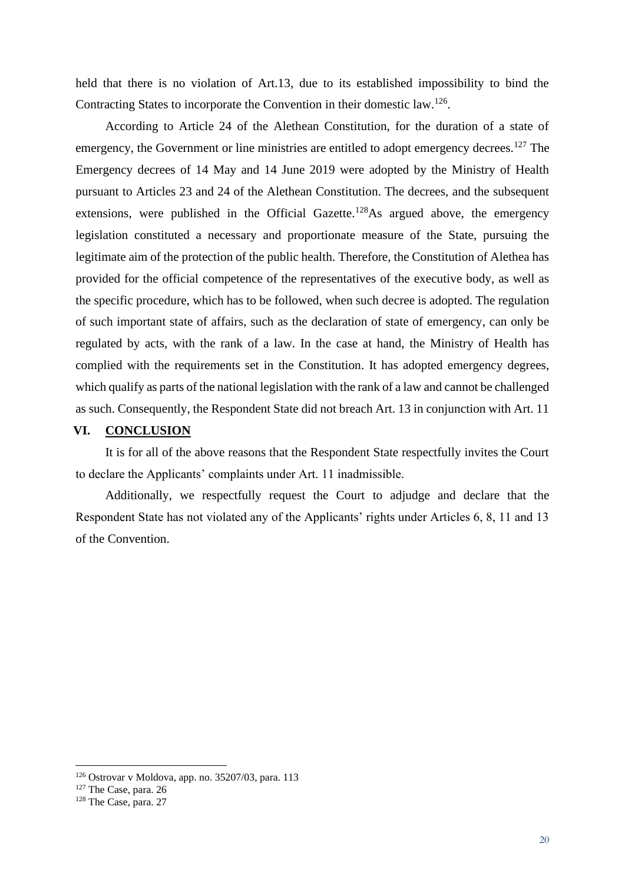held that there is no violation of Art.13, due to its established impossibility to bind the Contracting States to incorporate the Convention in their domestic law.[126].

According to Article 24 of the Alethean Constitution, for the duration of a state of emergency, the Government or line ministries are entitled to adopt emergency decrees.[127] The Emergency decrees of 14 May and 14 June 2019 were adopted by the Ministry of Health pursuant to Articles 23 and 24 of the Alethean Constitution. The decrees, and the subsequent extensions, were published in the Official Gazette.[128]As argued above, the emergency legislation constituted a necessary and proportionate measure of the State, pursuing the legitimate aim of the protection of the public health. Therefore, the Constitution of Alethea has provided for the official competence of the representatives of the executive body, as well as the specific procedure, which has to be followed, when such decree is adopted. The regulation of such important state of affairs, such as the declaration of state of emergency, can only be regulated by acts, with the rank of a law. In the case at hand, the Ministry of Health has complied with the requirements set in the Constitution. It has adopted emergency degrees, which qualify as parts of the national legislation with the rank of a law and cannot be challenged as such. Consequently, the Respondent State did not breach Art. 13 in conjunction with Art. 11

## VI. CONCLUSION

It is for all of the above reasons that the Respondent State respectfully invites the Court to declare the Applicants' complaints under Art. 11 inadmissible.

Additionally, we respectfully request the Court to adjudge and declare that the Respondent State has not violated any of the Applicants' rights under Articles 6, 8, 11 and 13 of the Convention.

---

[126] Ostrovar v Moldova, app. no. 35207/03, para. 113

[127] The Case, para. 26

[128] The Case, para. 27